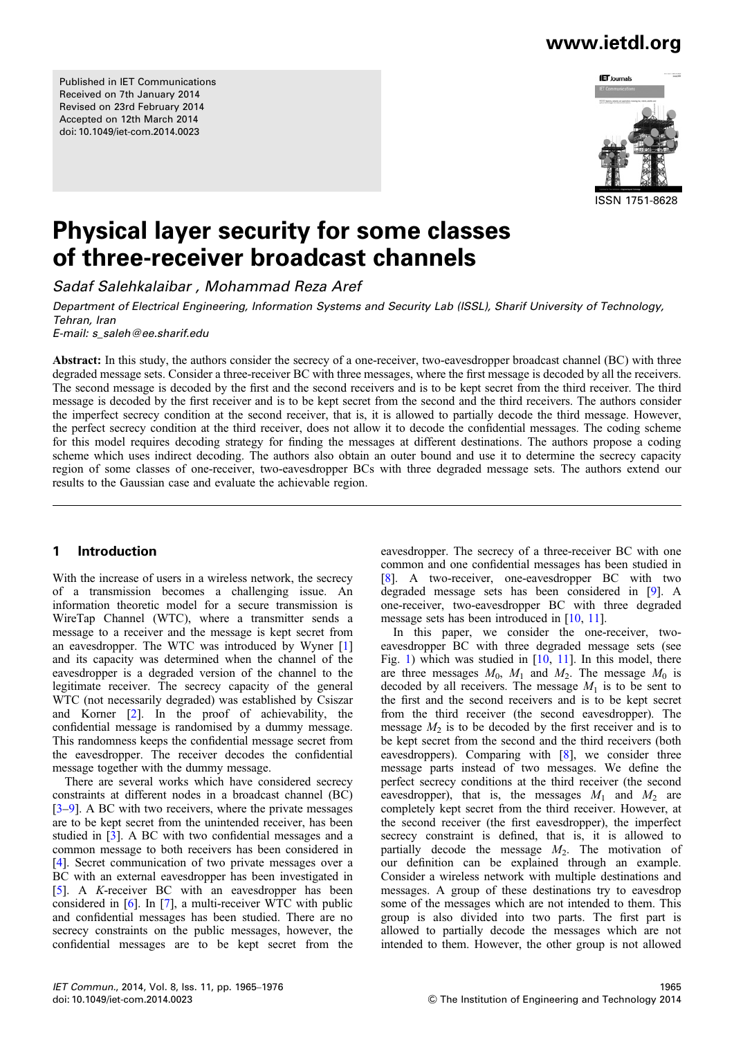Published in IET Communications
Received on 7th January 2014
Revised on 23rd February 2014
Accepted on 12th March 2014
doi: 10.1049/iet-com.2014.0023

ISSN 1751-8628

# Physical layer security for some classes of three-receiver broadcast channels

*Sadaf Salehkalaibar , Mohammad Reza Aref*

*Department of Electrical Engineering, Information Systems and Security Lab (ISSL), Sharif University of Technology, Tehran, Iran*
*E-mail: s_saleh@ee.sharif.edu*

**Abstract:** In this study, the authors consider the secrecy of a one-receiver, two-eavesdropper broadcast channel (BC) with three degraded message sets. Consider a three-receiver BC with three messages, where the first message is decoded by all the receivers. The second message is decoded by the first and the second receivers and is to be kept secret from the third receiver. The third message is decoded by the first receiver and is to be kept secret from the second and the third receivers. The authors consider the imperfect secrecy condition at the second receiver, that is, it is allowed to partially decode the third message. However, the perfect secrecy condition at the third receiver, does not allow it to decode the confidential messages. The coding scheme for this model requires decoding strategy for finding the messages at different destinations. The authors propose a coding scheme which uses indirect decoding. The authors also obtain an outer bound and use it to determine the secrecy capacity region of some classes of one-receiver, two-eavesdropper BCs with three degraded message sets. The authors extend our results to the Gaussian case and evaluate the achievable region.

## 1 Introduction

With the increase of users in a wireless network, the secrecy of a transmission becomes a challenging issue. An information theoretic model for a secure transmission is WireTap Channel (WTC), where a transmitter sends a message to a receiver and the message is kept secret from an eavesdropper. The WTC was introduced by Wyner [1] and its capacity was determined when the channel of the eavesdropper is a degraded version of the channel to the legitimate receiver. The secrecy capacity of the general WTC (not necessarily degraded) was established by Csiszar and Korner [2]. In the proof of achievability, the confidential message is randomised by a dummy message. This randomness keeps the confidential message secret from the eavesdropper. The receiver decodes the confidential message together with the dummy message.

There are several works which have considered secrecy constraints at different nodes in a broadcast channel (BC) [3–9]. A BC with two receivers, where the private messages are to be kept secret from the unintended receiver, has been studied in [3]. A BC with two confidential messages and a common message to both receivers has been considered in [4]. Secret communication of two private messages over a BC with an external eavesdropper has been investigated in [5]. A $K$-receiver BC with an eavesdropper has been considered in [6]. In [7], a multi-receiver WTC with public and confidential messages has been studied. There are no secrecy constraints on the public messages, however, the confidential messages are to be kept secret from the eavesdropper. The secrecy of a three-receiver BC with one common and one confidential messages has been studied in [8]. A two-receiver, one-eavesdropper BC with two degraded message sets has been considered in [9]. A one-receiver, two-eavesdropper BC with three degraded message sets has been introduced in [10, 11].

In this paper, we consider the one-receiver, two-eavesdropper BC with three degraded message sets (see Fig. 1) which was studied in [10, 11]. In this model, there are three messages $M_0$, $M_1$ and $M_2$. The message $M_0$ is decoded by all receivers. The message $M_1$ is to be sent to the first and the second receivers and is to be kept secret from the third receiver (the second eavesdropper). The message $M_2$ is to be decoded by the first receiver and is to be kept secret from the second and the third receivers (both eavesdroppers). Comparing with [8], we consider three message parts instead of two messages. We define the perfect secrecy conditions at the third receiver (the second eavesdropper), that is, the messages $M_1$ and $M_2$ are completely kept secret from the third receiver. However, at the second receiver (the first eavesdropper), the imperfect secrecy constraint is defined, that is, it is allowed to partially decode the message $M_2$. The motivation of our definition can be explained through an example. Consider a wireless network with multiple destinations and messages. A group of these destinations try to eavesdrop some of the messages which are not intended to them. This group is also divided into two parts. The first part is allowed to partially decode the messages which are not intended to them. However, the other group is not allowed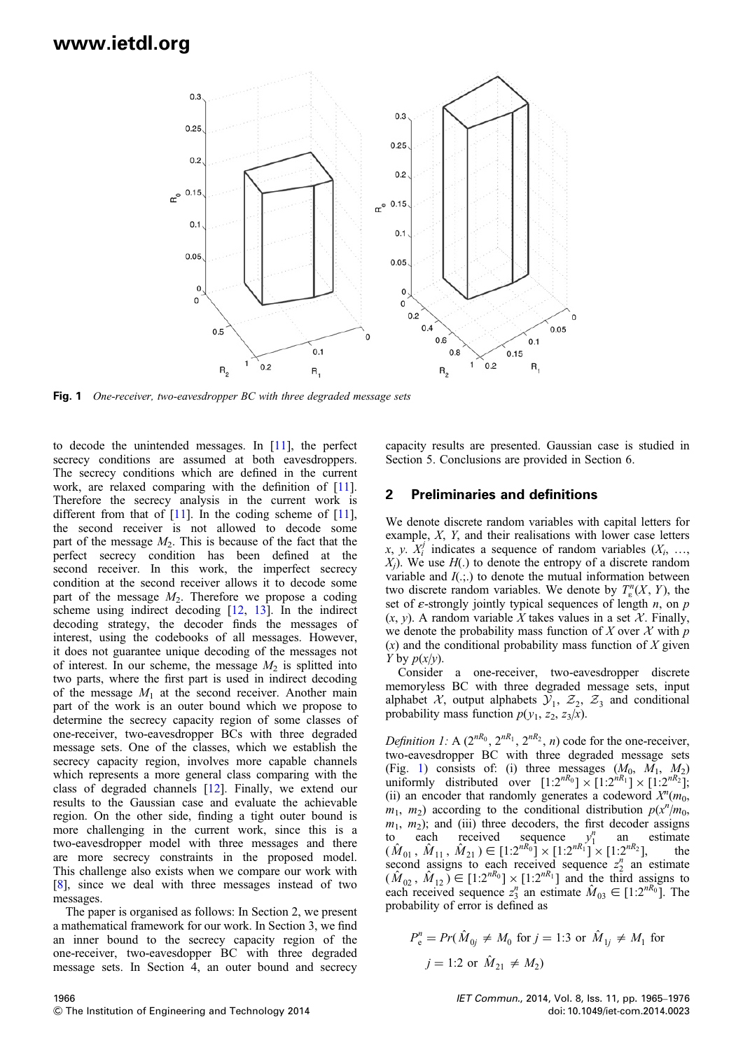**Fig. 1** *One-receiver, two-eavesdropper BC with three degraded message sets*

to decode the unintended messages. In [11], the perfect secrecy conditions are assumed at both eavesdroppers. The secrecy conditions which are defined in the current work, are relaxed comparing with the definition of [11]. Therefore the secrecy analysis in the current work is different from that of [11]. In the coding scheme of [11], the second receiver is not allowed to decode some part of the message $M_2$. This is because of the fact that the perfect secrecy condition has been defined at the second receiver. In this work, the imperfect secrecy condition at the second receiver allows it to decode some part of the message $M_2$. Therefore we propose a coding scheme using indirect decoding [12, 13]. In the indirect decoding strategy, the decoder finds the messages of interest, using the codebooks of all messages. However, it does not guarantee unique decoding of the messages not of interest. In our scheme, the message $M_2$ is splitted into two parts, where the first part is used in indirect decoding of the message $M_1$ at the second receiver. Another main part of the work is an outer bound which we propose to determine the secrecy capacity region of some classes of one-receiver, two-eavesdropper BCs with three degraded message sets. One of the classes, which we establish the secrecy capacity region, involves more capable channels which represents a more general class comparing with the class of degraded channels [12]. Finally, we extend our results to the Gaussian case and evaluate the achievable region. On the other side, finding a tight outer bound is more challenging in the current work, since this is a two-eavesdropper model with three messages and there are more secrecy constraints in the proposed model. This challenge also exists when we compare our work with [8], since we deal with three messages instead of two messages.

The paper is organised as follows: In Section 2, we present a mathematical framework for our work. In Section 3, we find an inner bound to the secrecy capacity region of the one-receiver, two-eavesdopper BC with three degraded message sets. In Section 4, an outer bound and secrecy capacity results are presented. Gaussian case is studied in Section 5. Conclusions are provided in Section 6.

## 2 Preliminaries and definitions

We denote discrete random variables with capital letters for example, $X$, $Y$, and their realisations with lower case letters $x$, $y$. $X_i^j$ indicates a sequence of random variables $(X_i, \ldots, X_j)$. We use $H(.)$ to denote the entropy of a discrete random variable and $I(.;.)$ to denote the mutual information between two discrete random variables. We denote by $T_\varepsilon^n(X, Y)$, the set of $\varepsilon$-strongly jointly typical sequences of length $n$, on $p(x, y)$. A random variable $X$ takes values in a set $\mathcal{X}$. Finally, we denote the probability mass function of $X$ over $\mathcal{X}$ with $p(x)$ and the conditional probability mass function of $X$ given $Y$ by $p(x|y)$.

Consider a one-receiver, two-eavesdropper discrete memoryless BC with three degraded message sets, input alphabet $\mathcal{X}$, output alphabets $\mathcal{Y}_1$, $\mathcal{Z}_2$, $\mathcal{Z}_3$ and conditional probability mass function $p(y_1, z_2, z_3|x)$.

*Definition 1:* A $(2^{nR_0}, 2^{nR_1}, 2^{nR_2}, n)$ code for the one-receiver, two-eavesdropper BC with three degraded message sets (Fig. 1) consists of: (i) three messages $(M_0, M_1, M_2)$ uniformly distributed over $[1:2^{nR_0}] \times [1:2^{nR_1}] \times [1:2^{nR_2}]$; (ii) an encoder that randomly generates a codeword $X^n(m_0, m_1, m_2)$ according to the conditional distribution $p(x^n|m_0, m_1, m_2)$; and (iii) three decoders, the first decoder assigns to each received sequence $y_1^n$ an estimate $(\hat{M}_{01}, \hat{M}_{11}, \hat{M}_{21}) \in [1:2^{nR_0}] \times [1:2^{nR_1}] \times [1:2^{nR_2}]$, the second assigns to each received sequence $z_2^n$ an estimate $(\hat{M}_{02}, \hat{M}_{12}) \in [1:2^{nR_0}] \times [1:2^{nR_1}]$ and the third assigns to each received sequence $z_3^n$ an estimate $\hat{M}_{03} \in [1:2^{nR_0}]$. The probability of error is defined as

$$P_e^n = Pr(\hat{M}_{0j} \neq M_0 \text{ for } j = 1:3 \text{ or } \hat{M}_{1j} \neq M_1 \text{ for } j = 1:2 \text{ or } \hat{M}_{21} \neq M_2)$$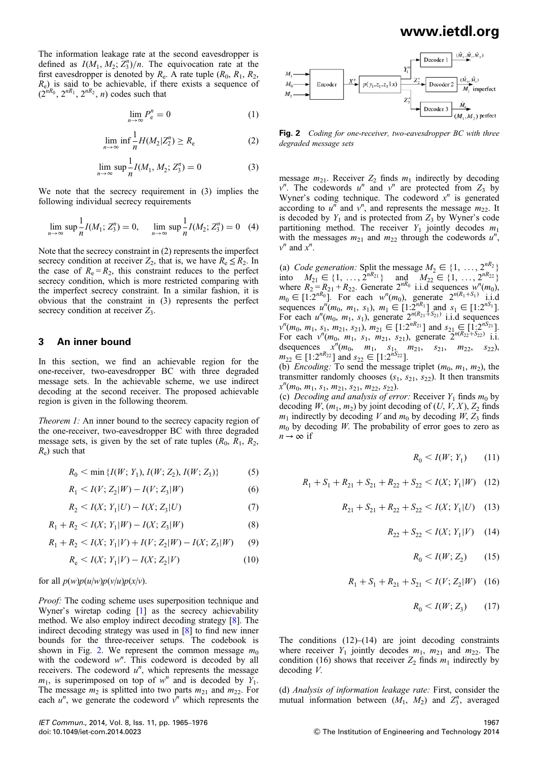The information leakage rate at the second eavesdropper is defined as $I(M_1, M_2; Z_3^n)/n$. The equivocation rate at the first eavesdropper is denoted by $R_e$. A rate tuple ($R_0$, $R_1$, $R_2$, $R_e$) is said to be achievable, if there exists a sequence of ($2^{nR_0}$, $2^{nR_1}$, $2^{nR_2}$, $n$) codes such that

$$\lim_{n\to\infty} P_e^n = 0 \tag{1}$$

$$\lim_{n\to\infty} \inf \frac{1}{n} H(M_2|Z_2^n) \geq R_e \tag{2}$$

$$\lim_{n\to\infty} \sup \frac{1}{n} I(M_1, M_2; Z_3^n) = 0 \tag{3}$$

We note that the secrecy requirement in (3) implies the following individual secrecy requirements

$$\lim_{n\to\infty} \sup \frac{1}{n} I(M_1; Z_3^n) = 0, \quad \lim_{n\to\infty} \sup \frac{1}{n} I(M_2; Z_3^n) = 0 \tag{4}$$

Note that the secrecy constraint in (2) represents the imperfect secrecy condition at receiver $Z_2$, that is, we have $R_e \leq R_2$. In the case of $R_e = R_2$, this constraint reduces to the perfect secrecy condition, which is more restricted comparing with the imperfect secrecy constraint. In a similar fashion, it is obvious that the constraint in (3) represents the perfect secrecy condition at receiver $Z_3$.

## 3 An inner bound

In this section, we find an achievable region for the one-receiver, two-eavesdropper BC with three degraded message sets. In the achievable scheme, we use indirect decoding at the second receiver. The proposed achievable region is given in the following theorem.

*Theorem 1:* An inner bound to the secrecy capacity region of the one-receiver, two-eavesdropper BC with three degraded message sets, is given by the set of rate tuples ($R_0$, $R_1$, $R_2$, $R_e$) such that

$$R_0 < \min\{I(W; Y_1), I(W; Z_2), I(W; Z_3)\} \tag{5}$$

$$R_1 < I(V; Z_2|W) - I(V; Z_3|W) \tag{6}$$

$$R_2 < I(X; Y_1|U) - I(X; Z_3|U) \tag{7}$$

$$R_1 + R_2 < I(X; Y_1|W) - I(X; Z_3|W) \tag{8}$$

$$R_1 + R_2 < I(X; Y_1|V) + I(V; Z_2|W) - I(X; Z_3|W) \tag{9}$$

$$R_e < I(X; Y_1|V) - I(X; Z_2|V) \tag{10}$$

for all $p(w)p(u|w)p(v|u)p(x|v)$.

*Proof:* The coding scheme uses superposition technique and Wyner's wiretap coding [1] as the secrecy achievability method. We also employ indirect decoding strategy [8]. The indirect decoding strategy was used in [8] to find new inner bounds for the three-receiver setups. The codebook is shown in Fig. 2. We represent the common message $m_0$ with the codeword $w^n$. This codeword is decoded by all receivers. The codeword $u^n$, which represents the message $m_1$, is superimposed on top of $w^n$ and is decoded by $Y_1$. The message $m_2$ is splitted into two parts $m_{21}$ and $m_{22}$. For each $u^n$, we generate the codeword $v^n$ which represents the message $m_{21}$. Receiver $Z_2$ finds $m_1$ indirectly by decoding $v^n$. The codewords $u^n$ and $v^n$ are protected from $Z_3$ by Wyner's coding technique. The codeword $x^n$ is generated according to $u^n$ and $v^n$, and represents the message $m_{22}$. It is decoded by $Y_1$ and is protected from $Z_3$ by Wyner's code partitioning method. The receiver $Y_1$ jointly decodes $m_1$ with the messages $m_{21}$ and $m_{22}$ through the codewords $u^n$, $v^n$ and $x^n$.

**Fig. 2** *Coding for one-receiver, two-eavesdropper BC with three degraded message sets*

(a) *Code generation:* Split the message $M_2 \in \{1, \ldots, 2^{nR_2}\}$ into $M_{21} \in \{1, \ldots, 2^{nR_{21}}\}$ and $M_{22} \in \{1, \ldots, 2^{nR_{22}}\}$ where $R_2 = R_{21} + R_{22}$. Generate $2^{nR_0}$ i.i.d sequences $w^n(m_0)$, $m_0 \in [1:2^{nR_0}]$. For each $w^n(m_0)$, generate $2^{n(R_1+S_1)}$ i.i.d sequences $u^n(m_0, m_1, s_1)$, $m_1 \in [1:2^{nR_1}]$ and $s_1 \in [1:2^{nS_1}]$. For each $u^n(m_0, m_1, s_1)$, generate $2^{n(R_{21}+S_{21})}$ i.i.d sequences $v^n(m_0, m_1, s_1, m_{21}, s_{21})$, $m_{21} \in [1:2^{nR_{21}}]$ and $s_{21} \in [1:2^{nS_{21}}]$. For each $v^n(m_0, m_1, s_1, m_{21}, s_{21})$, generate $2^{n(R_{22}+S_{22})}$ i.i. dsequences $x^n(m_0, m_1, s_1, m_{21}, s_{21}, m_{22}, s_{22})$, $m_{22} \in [1:2^{nR_{22}}]$ and $s_{22} \in [1:2^{nS_{22}}]$.

(b) *Encoding:* To send the message triplet ($m_0$, $m_1$, $m_2$), the transmitter randomly chooses ($s_1$, $s_{21}$, $s_{22}$). It then transmits $x^n(m_0, m_1, s_1, m_{21}, s_{21}, m_{22}, s_{22})$.

(c) *Decoding and analysis of error:* Receiver $Y_1$ finds $m_0$ by decoding $W$, ($m_1$, $m_2$) by joint decoding of ($U$, $V$, $X$), $Z_2$ finds $m_1$ indirectly by decoding $V$ and $m_0$ by decoding $W$, $Z_3$ finds $m_0$ by decoding $W$. The probability of error goes to zero as $n \to \infty$ if

$$R_0 < I(W; Y_1) \tag{11}$$

$$R_1 + S_1 + R_{21} + S_{21} + R_{22} + S_{22} < I(X; Y_1|W) \tag{12}$$

$$R_{21} + S_{21} + R_{22} + S_{22} < I(X; Y_1|U) \tag{13}$$

$$R_{22} + S_{22} < I(X; Y_1|V) \tag{14}$$

$$R_0 < I(W; Z_2) \tag{15}$$

$$R_1 + S_1 + R_{21} + S_{21} < I(V; Z_2|W) \tag{16}$$

$$R_0 < I(W; Z_3) \tag{17}$$

The conditions (12)–(14) are joint decoding constraints where receiver $Y_1$ jointly decodes $m_1$, $m_{21}$ and $m_{22}$. The condition (16) shows that receiver $Z_2$ finds $m_1$ indirectly by decoding $V$.

(d) *Analysis of information leakage rate:* First, consider the mutual information between ($M_1$, $M_2$) and $Z_3^n$, averaged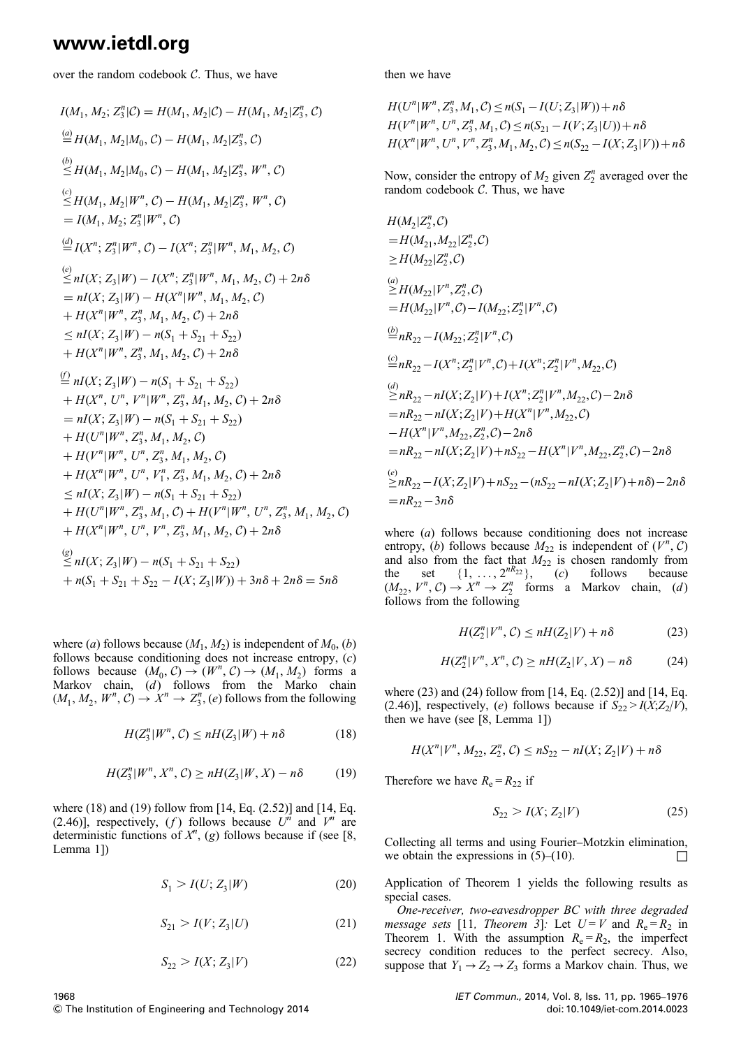over the random codebook $\mathcal{C}$. Thus, we have

$$
\begin{aligned}
I(M_1, M_2; Z_3^n|\mathcal{C}) &= H(M_1, M_2|\mathcal{C}) - H(M_1, M_2|Z_3^n, \mathcal{C}) \\
&\overset{(a)}{=} H(M_1, M_2|M_0, \mathcal{C}) - H(M_1, M_2|Z_3^n, \mathcal{C}) \\
&\overset{(b)}{\leq} H(M_1, M_2|M_0, \mathcal{C}) - H(M_1, M_2|Z_3^n, W^n, \mathcal{C}) \\
&\overset{(c)}{\leq} H(M_1, M_2|W^n, \mathcal{C}) - H(M_1, M_2|Z_3^n, W^n, \mathcal{C}) \\
&= I(M_1, M_2; Z_3^n|W^n, \mathcal{C}) \\
&\overset{(d)}{=} I(X^n; Z_3^n|W^n, \mathcal{C}) - I(X^n; Z_3^n|W^n, M_1, M_2, \mathcal{C}) \\
&\overset{(e)}{\leq} nI(X; Z_3|W) - I(X^n; Z_3^n|W^n, M_1, M_2, \mathcal{C}) + 2n\delta \\
&= nI(X; Z_3|W) - H(X^n|W^n, M_1, M_2, \mathcal{C}) \\
&\quad + H(X^n|W^n, Z_3^n, M_1, M_2, \mathcal{C}) + 2n\delta \\
&\leq nI(X; Z_3|W) - n(S_1 + S_{21} + S_{22}) \\
&\quad + H(X^n|W^n, Z_3^n, M_1, M_2, \mathcal{C}) + 2n\delta \\
&\overset{(f)}{=} nI(X; Z_3|W) - n(S_1 + S_{21} + S_{22}) \\
&\quad + H(X^n, U^n, V^n|W^n, Z_3^n, M_1, M_2, \mathcal{C}) + 2n\delta \\
&= nI(X; Z_3|W) - n(S_1 + S_{21} + S_{22}) \\
&\quad + H(U^n|W^n, Z_3^n, M_1, M_2, \mathcal{C}) \\
&\quad + H(V^n|W^n, U^n, Z_3^n, M_1, M_2, \mathcal{C}) \\
&\quad + H(X^n|W^n, U^n, V_1^n, Z_3^n, M_1, M_2, \mathcal{C}) + 2n\delta \\
&\leq nI(X; Z_3|W) - n(S_1 + S_{21} + S_{22}) \\
&\quad + H(U^n|W^n, Z_3^n, M_1, \mathcal{C}) + H(V^n|W^n, U^n, Z_3^n, M_1, M_2, \mathcal{C}) \\
&\quad + H(X^n|W^n, U^n, V^n, Z_3^n, M_1, M_2, \mathcal{C}) + 2n\delta \\
&\overset{(g)}{\leq} nI(X; Z_3|W) - n(S_1 + S_{21} + S_{22}) \\
&\quad + n(S_1 + S_{21} + S_{22} - I(X; Z_3|W)) + 3n\delta + 2n\delta = 5n\delta
\end{aligned}
$$

where (*a*) follows because $(M_1, M_2)$ is independent of $M_0$, (*b*) follows because conditioning does not increase entropy, (*c*) follows because $(M_0, \mathcal{C}) \to (W^n, \mathcal{C}) \to (M_1, M_2)$ forms a Markov chain, (*d*) follows from the Marko chain $(M_1, M_2, W^n, \mathcal{C}) \to X^n \to Z_3^n$, (*e*) follows from the following

$$H(Z_3^n|W^n, \mathcal{C}) \leq nH(Z_3|W) + n\delta \tag{18}$$

$$H(Z_3^n|W^n, X^n, \mathcal{C}) \geq nH(Z_3|W, X) - n\delta \tag{19}$$

where (18) and (19) follow from [14, Eq. (2.52)] and [14, Eq. (2.46)], respectively, (*f*) follows because $U^n$ and $V^n$ are deterministic functions of $X^n$, (*g*) follows because if (see [8, Lemma 1])

$$S_1 > I(U; Z_3|W) \tag{20}$$

$$S_{21} > I(V; Z_3|U) \tag{21}$$

$$S_{22} > I(X; Z_3|V) \tag{22}$$

then we have

$$
\begin{aligned}
&H(U^n|W^n, Z_3^n, M_1, \mathcal{C}) \leq n(S_1 - I(U; Z_3|W)) + n\delta \\
&H(V^n|W^n, U^n, Z_3^n, M_1, \mathcal{C}) \leq n(S_{21} - I(V; Z_3|U)) + n\delta \\
&H(X^n|W^n, U^n, V^n, Z_3^n, M_1, M_2, \mathcal{C}) \leq n(S_{22} - I(X; Z_3|V)) + n\delta
\end{aligned}
$$

Now, consider the entropy of $M_2$ given $Z_2^n$ averaged over the random codebook $\mathcal{C}$. Thus, we have

$$
\begin{aligned}
&H(M_2|Z_2^n, \mathcal{C}) \\
&= H(M_{21}, M_{22}|Z_2^n, \mathcal{C}) \\
&\geq H(M_{22}|Z_2^n, \mathcal{C}) \\
&\overset{(a)}{\geq} H(M_{22}|V^n, Z_2^n, \mathcal{C}) \\
&= H(M_{22}|V^n, \mathcal{C}) - I(M_{22}; Z_2^n|V^n, \mathcal{C}) \\
&\overset{(b)}{=} nR_{22} - I(M_{22}; Z_2^n|V^n, \mathcal{C}) \\
&\overset{(c)}{=} nR_{22} - I(X^n; Z_2^n|V^n, \mathcal{C}) + I(X^n; Z_2^n|V^n, M_{22}, \mathcal{C}) \\
&\overset{(d)}{\geq} nR_{22} - nI(X; Z_2|V) + I(X^n; Z_2^n|V^n, M_{22}, \mathcal{C}) - 2n\delta \\
&= nR_{22} - nI(X; Z_2|V) + H(X^n|V^n, M_{22}, \mathcal{C}) \\
&\quad - H(X^n|V^n, M_{22}, Z_2^n, \mathcal{C}) - 2n\delta \\
&= nR_{22} - nI(X; Z_2|V) + nS_{22} - H(X^n|V^n, M_{22}, Z_2^n, \mathcal{C}) - 2n\delta \\
&\overset{(e)}{\geq} nR_{22} - I(X; Z_2|V) + nS_{22} - (nS_{22} - nI(X; Z_2|V) + n\delta) - 2n\delta \\
&= nR_{22} - 3n\delta
\end{aligned}
$$

where (*a*) follows because conditioning does not increase entropy, (*b*) follows because $M_{22}$ is independent of $(V^n, \mathcal{C})$ and also from the fact that $M_{22}$ is chosen randomly from the set $\{1, \ldots, 2^{nR_{22}}\}$, (*c*) follows because $(M_{22}, V^n, \mathcal{C}) \to X^n \to Z_2^n$ forms a Markov chain, (*d*) follows from the following

$$H(Z_2^n|V^n, \mathcal{C}) \leq nH(Z_2|V) + n\delta \tag{23}$$

$$H(Z_2^n|V^n, X^n, \mathcal{C}) \geq nH(Z_2|V, X) - n\delta \tag{24}$$

where (23) and (24) follow from [14, Eq. (2.52)] and [14, Eq. (2.46)], respectively, (*e*) follows because if $S_{22} > I(X;Z_2/V)$, then we have (see [8, Lemma 1])

$$H(X^n|V^n, M_{22}, Z_2^n, \mathcal{C}) \leq nS_{22} - nI(X; Z_2|V) + n\delta$$

Therefore we have $R_e = R_{22}$ if

$$S_{22} > I(X; Z_2|V) \tag{25}$$

Collecting all terms and using Fourier–Motzkin elimination, we obtain the expressions in (5)–(10). □

Application of Theorem 1 yields the following results as special cases.

*One-receiver, two-eavesdropper BC with three degraded message sets* [11, *Theorem 3*]: Let $U = V$ and $R_e = R_2$ in Theorem 1. With the assumption $R_e = R_2$, the imperfect secrecy condition reduces to the perfect secrecy. Also, suppose that $Y_1 \to Z_2 \to Z_3$ forms a Markov chain. Thus, we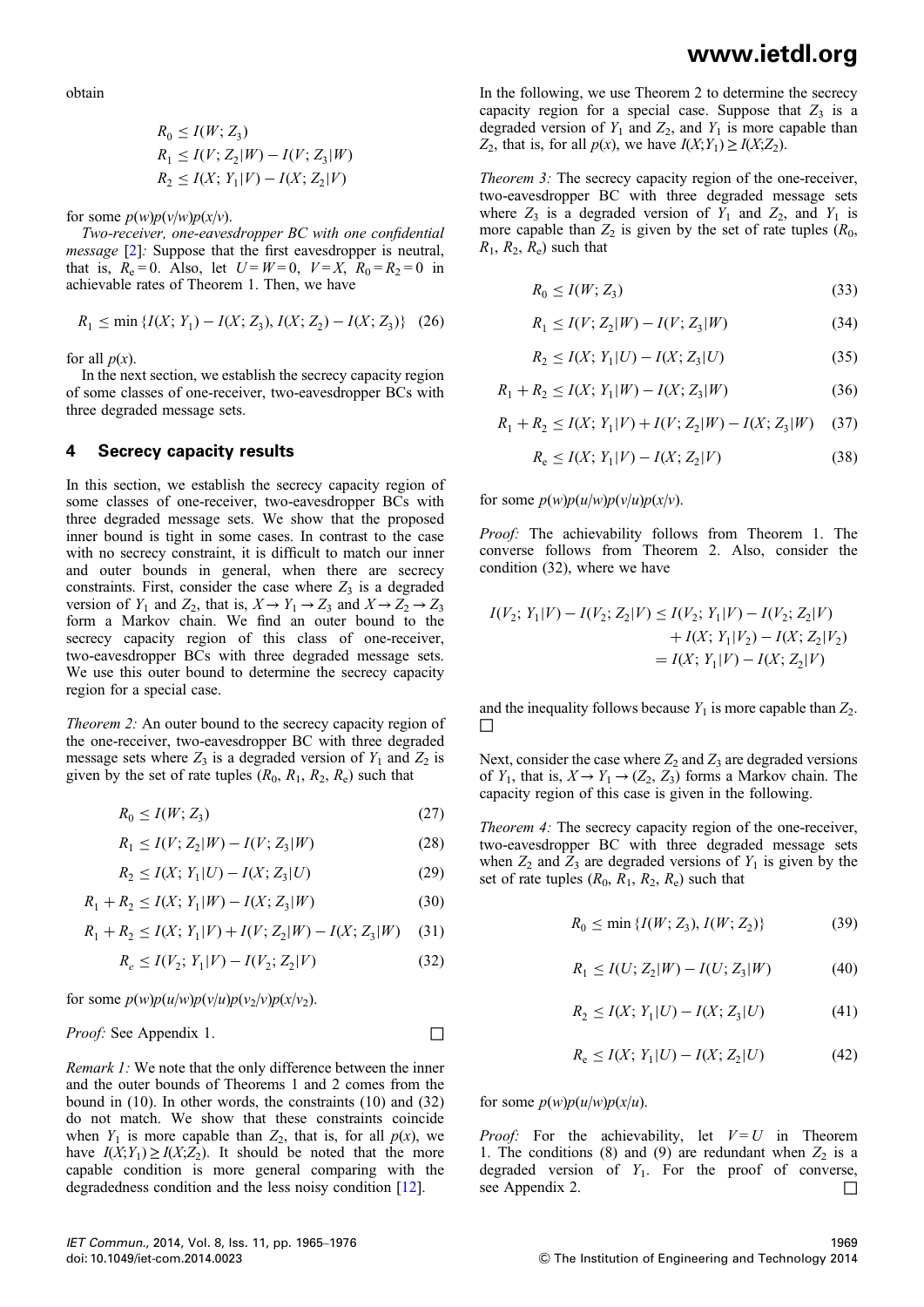obtain

$$R_0 \leq I(W; Z_3)$$
$$R_1 \leq I(V; Z_2|W) - I(V; Z_3|W)$$
$$R_2 \leq I(X; Y_1|V) - I(X; Z_2|V)$$

for some $p(w)p(v|w)p(x|v)$.

*Two-receiver, one-eavesdropper BC with one confidential message* [2]*:* Suppose that the first eavesdropper is neutral, that is, $R_e = 0$. Also, let $U = W = 0$, $V = X$, $R_0 = R_2 = 0$ in achievable rates of Theorem 1. Then, we have

$$R_1 \leq \min \{I(X; Y_1) - I(X; Z_3), I(X; Z_2) - I(X; Z_3)\} \quad (26)$$

for all $p(x)$.

In the next section, we establish the secrecy capacity region of some classes of one-receiver, two-eavesdropper BCs with three degraded message sets.

## 4 Secrecy capacity results

In this section, we establish the secrecy capacity region of some classes of one-receiver, two-eavesdropper BCs with three degraded message sets. We show that the proposed inner bound is tight in some cases. In contrast to the case with no secrecy constraint, it is difficult to match our inner and outer bounds in general, when there are secrecy constraints. First, consider the case where $Z_3$ is a degraded version of $Y_1$ and $Z_2$, that is, $X \rightarrow Y_1 \rightarrow Z_3$ and $X \rightarrow Z_2 \rightarrow Z_3$ form a Markov chain. We find an outer bound to the secrecy capacity region of this class of one-receiver, two-eavesdropper BCs with three degraded message sets. We use this outer bound to determine the secrecy capacity region for a special case.

*Theorem 2:* An outer bound to the secrecy capacity region of the one-receiver, two-eavesdropper BC with three degraded message sets where $Z_3$ is a degraded version of $Y_1$ and $Z_2$ is given by the set of rate tuples ($R_0$, $R_1$, $R_2$, $R_e$) such that

$$R_0 \leq I(W; Z_3) \quad (27)$$

$$R_1 \leq I(V; Z_2|W) - I(V; Z_3|W) \quad (28)$$

$$R_2 \leq I(X; Y_1|U) - I(X; Z_3|U) \quad (29)$$

$$R_1 + R_2 \leq I(X; Y_1|W) - I(X; Z_3|W) \quad (30)$$

$$R_1 + R_2 \leq I(X; Y_1|V) + I(V; Z_2|W) - I(X; Z_3|W) \quad (31)$$

$$R_e \leq I(V_2; Y_1|V) - I(V_2; Z_2|V) \quad (32)$$

for some $p(w)p(u|w)p(v|u)p(v_2|v)p(x|v_2)$.

*Proof:* See Appendix 1. □

*Remark 1:* We note that the only difference between the inner and the outer bounds of Theorems 1 and 2 comes from the bound in (10). In other words, the constraints (10) and (32) do not match. We show that these constraints coincide when $Y_1$ is more capable than $Z_2$, that is, for all $p(x)$, we have $I(X;Y_1) \geq I(X;Z_2)$. It should be noted that the more capable condition is more general comparing with the degradedness condition and the less noisy condition [12].

In the following, we use Theorem 2 to determine the secrecy capacity region for a special case. Suppose that $Z_3$ is a degraded version of $Y_1$ and $Z_2$, and $Y_1$ is more capable than $Z_2$, that is, for all $p(x)$, we have $I(X;Y_1) \geq I(X;Z_2)$.

*Theorem 3:* The secrecy capacity region of the one-receiver, two-eavesdropper BC with three degraded message sets where $Z_3$ is a degraded version of $Y_1$ and $Z_2$, and $Y_1$ is more capable than $Z_2$ is given by the set of rate tuples ($R_0$, $R_1$, $R_2$, $R_e$) such that

$$R_0 \leq I(W; Z_3) \quad (33)$$

$$R_1 \leq I(V; Z_2|W) - I(V; Z_3|W) \quad (34)$$

$$R_2 \leq I(X; Y_1|U) - I(X; Z_3|U) \quad (35)$$

$$R_1 + R_2 \leq I(X; Y_1|W) - I(X; Z_3|W) \quad (36)$$

$$R_1 + R_2 \leq I(X; Y_1|V) + I(V; Z_2|W) - I(X; Z_3|W) \quad (37)$$

$$R_e \leq I(X; Y_1|V) - I(X; Z_2|V) \quad (38)$$

for some $p(w)p(u|w)p(v|u)p(x|v)$.

*Proof:* The achievability follows from Theorem 1. The converse follows from Theorem 2. Also, consider the condition (32), where we have

$$\begin{aligned} I(V_2; Y_1|V) - I(V_2; Z_2|V) &\leq I(V_2; Y_1|V) - I(V_2; Z_2|V) \\ &\quad + I(X; Y_1|V_2) - I(X; Z_2|V_2) \\ &= I(X; Y_1|V) - I(X; Z_2|V) \end{aligned}$$

and the inequality follows because $Y_1$ is more capable than $Z_2$. □

Next, consider the case where $Z_2$ and $Z_3$ are degraded versions of $Y_1$, that is, $X \rightarrow Y_1 \rightarrow (Z_2, Z_3)$ forms a Markov chain. The capacity region of this case is given in the following.

*Theorem 4:* The secrecy capacity region of the one-receiver, two-eavesdropper BC with three degraded message sets when $Z_2$ and $Z_3$ are degraded versions of $Y_1$ is given by the set of rate tuples ($R_0$, $R_1$, $R_2$, $R_e$) such that

$$R_0 \leq \min \{I(W; Z_3), I(W; Z_2)\} \quad (39)$$

$$R_1 \leq I(U; Z_2|W) - I(U; Z_3|W) \quad (40)$$

$$R_2 \leq I(X; Y_1|U) - I(X; Z_3|U) \quad (41)$$

$$R_e \leq I(X; Y_1|U) - I(X; Z_2|U) \quad (42)$$

for some $p(w)p(u|w)p(x|u)$.

*Proof:* For the achievability, let $V = U$ in Theorem 1. The conditions (8) and (9) are redundant when $Z_2$ is a degraded version of $Y_1$. For the proof of converse, see Appendix 2. □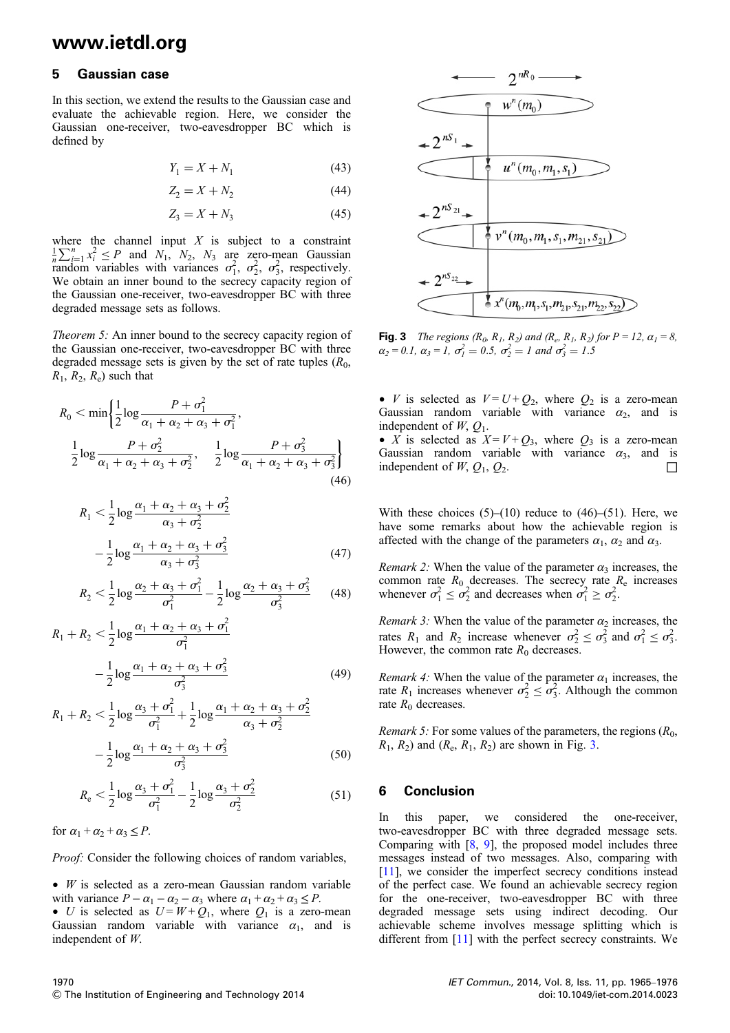## 5 Gaussian case

In this section, we extend the results to the Gaussian case and evaluate the achievable region. Here, we consider the Gaussian one-receiver, two-eavesdropper BC which is defined by

$$Y_1 = X + N_1 \tag{43}$$

$$Z_2 = X + N_2 \tag{44}$$

$$Z_3 = X + N_3 \tag{45}$$

where the channel input $X$ is subject to a constraint $\frac{1}{n}\sum_{i=1}^{n} x_i^2 \leq P$ and $N_1$, $N_2$, $N_3$ are zero-mean Gaussian random variables with variances $\sigma_1^2$, $\sigma_2^2$, $\sigma_3^2$, respectively. We obtain an inner bound to the secrecy capacity region of the Gaussian one-receiver, two-eavesdropper BC with three degraded message sets as follows.

*Theorem 5:* An inner bound to the secrecy capacity region of the Gaussian one-receiver, two-eavesdropper BC with three degraded message sets is given by the set of rate tuples ($R_0$, $R_1$, $R_2$, $R_e$) such that

$$R_0 < \min\left\{\frac{1}{2}\log\frac{P+\sigma_1^2}{\alpha_1+\alpha_2+\alpha_3+\sigma_1^2},\ \frac{1}{2}\log\frac{P+\sigma_2^2}{\alpha_1+\alpha_2+\alpha_3+\sigma_2^2},\quad \frac{1}{2}\log\frac{P+\sigma_3^2}{\alpha_1+\alpha_2+\alpha_3+\sigma_3^2}\right\} \tag{46}$$

$$R_1 < \frac{1}{2}\log\frac{\alpha_1+\alpha_2+\alpha_3+\sigma_2^2}{\alpha_3+\sigma_2^2} - \frac{1}{2}\log\frac{\alpha_1+\alpha_2+\alpha_3+\sigma_3^2}{\alpha_3+\sigma_3^2} \tag{47}$$

$$R_2 < \frac{1}{2}\log\frac{\alpha_2+\alpha_3+\sigma_1^2}{\sigma_1^2} - \frac{1}{2}\log\frac{\alpha_2+\alpha_3+\sigma_3^2}{\sigma_3^2} \tag{48}$$

$$R_1 + R_2 < \frac{1}{2}\log\frac{\alpha_1+\alpha_2+\alpha_3+\sigma_1^2}{\sigma_1^2} - \frac{1}{2}\log\frac{\alpha_1+\alpha_2+\alpha_3+\sigma_3^2}{\sigma_3^2} \tag{49}$$

$$R_1 + R_2 < \frac{1}{2}\log\frac{\alpha_3+\sigma_1^2}{\sigma_1^2} + \frac{1}{2}\log\frac{\alpha_1+\alpha_2+\alpha_3+\sigma_2^2}{\alpha_3+\sigma_2^2} - \frac{1}{2}\log\frac{\alpha_1+\alpha_2+\alpha_3+\sigma_3^2}{\sigma_3^2} \tag{50}$$

$$R_e < \frac{1}{2}\log\frac{\alpha_3+\sigma_1^2}{\sigma_1^2} - \frac{1}{2}\log\frac{\alpha_3+\sigma_2^2}{\sigma_2^2} \tag{51}$$

for $\alpha_1 + \alpha_2 + \alpha_3 \leq P$.

*Proof:* Consider the following choices of random variables,

- $W$ is selected as a zero-mean Gaussian random variable with variance $P - \alpha_1 - \alpha_2 - \alpha_3$ where $\alpha_1 + \alpha_2 + \alpha_3 \leq P$.
- $U$ is selected as $U = W + Q_1$, where $Q_1$ is a zero-mean Gaussian random variable with variance $\alpha_1$, and is independent of $W$.
- $V$ is selected as $V = U + Q_2$, where $Q_2$ is a zero-mean Gaussian random variable with variance $\alpha_2$, and is independent of $W$, $Q_1$.
- $X$ is selected as $X = V + Q_3$, where $Q_3$ is a zero-mean Gaussian random variable with variance $\alpha_3$, and is independent of $W$, $Q_1$, $Q_2$. □

**Fig. 3** *The regions ($R_0$, $R_1$, $R_2$) and ($R_e$, $R_1$, $R_2$) for $P = 12$, $\alpha_1 = 8$, $\alpha_2 = 0.1$, $\alpha_3 = 1$, $\sigma_1^2 = 0.5$, $\sigma_2^2 = 1$ and $\sigma_3^2 = 1.5$*

With these choices (5)–(10) reduce to (46)–(51). Here, we have some remarks about how the achievable region is affected with the change of the parameters $\alpha_1$, $\alpha_2$ and $\alpha_3$.

*Remark 2:* When the value of the parameter $\alpha_3$ increases, the common rate $R_0$ decreases. The secrecy rate $R_e$ increases whenever $\sigma_1^2 \leq \sigma_2^2$ and decreases when $\sigma_1^2 \geq \sigma_2^2$.

*Remark 3:* When the value of the parameter $\alpha_2$ increases, the rates $R_1$ and $R_2$ increase whenever $\sigma_2^2 \leq \sigma_3^2$ and $\sigma_1^2 \leq \sigma_3^2$. However, the common rate $R_0$ decreases.

*Remark 4:* When the value of the parameter $\alpha_1$ increases, the rate $R_1$ increases whenever $\sigma_2^2 \leq \sigma_3^2$. Although the common rate $R_0$ decreases.

*Remark 5:* For some values of the parameters, the regions ($R_0$, $R_1$, $R_2$) and ($R_e$, $R_1$, $R_2$) are shown in Fig. 3.

## 6 Conclusion

In this paper, we considered the one-receiver, two-eavesdropper BC with three degraded message sets. Comparing with [8, 9], the proposed model includes three messages instead of two messages. Also, comparing with [11], we consider the imperfect secrecy conditions instead of the perfect case. We found an achievable secrecy region for the one-receiver, two-eavesdropper BC with three degraded message sets using indirect decoding. Our achievable scheme involves message splitting which is different from [11] with the perfect secrecy constraints. We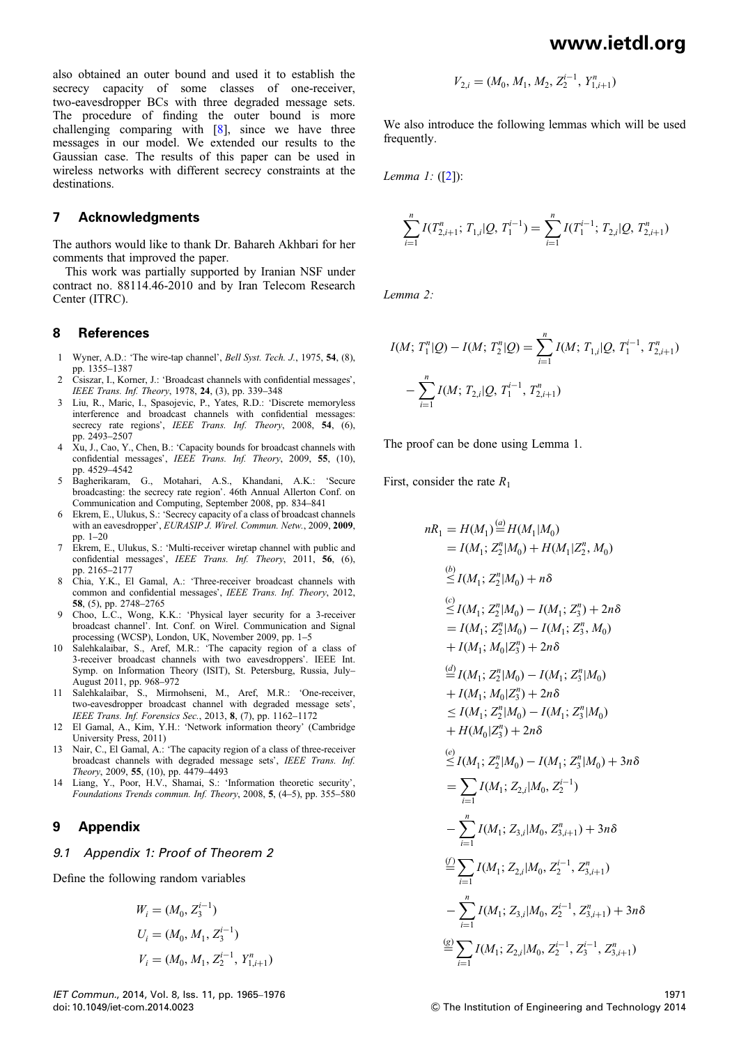also obtained an outer bound and used it to establish the secrecy capacity of some classes of one-receiver, two-eavesdropper BCs with three degraded message sets. The procedure of finding the outer bound is more challenging comparing with [8], since we have three messages in our model. We extended our results to the Gaussian case. The results of this paper can be used in wireless networks with different secrecy constraints at the destinations.

## 7 Acknowledgments

The authors would like to thank Dr. Bahareh Akhbari for her comments that improved the paper.

This work was partially supported by Iranian NSF under contract no. 88114.46-2010 and by Iran Telecom Research Center (ITRC).

## 8 References

1. Wyner, A.D.: 'The wire-tap channel', *Bell Syst. Tech. J.*, 1975, **54**, (8), pp. 1355–1387
2. Csiszar, I., Korner, J.: 'Broadcast channels with confidential messages', *IEEE Trans. Inf. Theory*, 1978, **24**, (3), pp. 339–348
3. Liu, R., Maric, I., Spasojevic, P., Yates, R.D.: 'Discrete memoryless interference and broadcast channels with confidential messages: secrecy rate regions', *IEEE Trans. Inf. Theory*, 2008, **54**, (6), pp. 2493–2507
4. Xu, J., Cao, Y., Chen, B.: 'Capacity bounds for broadcast channels with confidential messages', *IEEE Trans. Inf. Theory*, 2009, **55**, (10), pp. 4529–4542
5. Bagherikaram, G., Motahari, A.S., Khandani, A.K.: 'Secure broadcasting: the secrecy rate region'. 46th Annual Allerton Conf. on Communication and Computing, September 2008, pp. 834–841
6. Ekrem, E., Ulukus, S.: 'Secrecy capacity of a class of broadcast channels with an eavesdropper', *EURASIP J. Wirel. Commun. Netw.*, 2009, **2009**, pp. 1–20
7. Ekrem, E., Ulukus, S.: 'Multi-receiver wiretap channel with public and confidential messages', *IEEE Trans. Inf. Theory*, 2011, **56**, (6), pp. 2165–2177
8. Chia, Y.K., El Gamal, A.: 'Three-receiver broadcast channels with common and confidential messages', *IEEE Trans. Inf. Theory*, 2012, **58**, (5), pp. 2748–2765
9. Choo, L.C., Wong, K.K.: 'Physical layer security for a 3-receiver broadcast channel'. Int. Conf. on Wirel. Communication and Signal processing (WCSP), London, UK, November 2009, pp. 1–5
10. Salehkalaibar, S., Aref, M.R.: 'The capacity region of a class of 3-receiver broadcast channels with two eavesdroppers'. IEEE Int. Symp. on Information Theory (ISIT), St. Petersburg, Russia, July–August 2011, pp. 968–972
11. Salehkalaibar, S., Mirmohseni, M., Aref, M.R.: 'One-receiver, two-eavesdropper broadcast channel with degraded message sets', *IEEE Trans. Inf. Forensics Sec.*, 2013, **8**, (7), pp. 1162–1172
12. El Gamal, A., Kim, Y.H.: 'Network information theory' (Cambridge University Press, 2011)
13. Nair, C., El Gamal, A.: 'The capacity region of a class of three-receiver broadcast channels with degraded message sets', *IEEE Trans. Inf. Theory*, 2009, **55**, (10), pp. 4479–4493
14. Liang, Y., Poor, H.V., Shamai, S.: 'Information theoretic security', *Foundations Trends commun. Inf. Theory*, 2008, **5**, (4–5), pp. 355–580

## 9 Appendix

### 9.1 Appendix 1: Proof of Theorem 2

Define the following random variables

$$W_i = (M_0, Z_3^{i-1})$$
$$U_i = (M_0, M_1, Z_3^{i-1})$$
$$V_i = (M_0, M_1, Z_2^{i-1}, Y_{1,i+1}^n)$$
$$V_{2,i} = (M_0, M_1, M_2, Z_2^{i-1}, Y_{1,i+1}^n)$$

We also introduce the following lemmas which will be used frequently.

*Lemma 1:* ([2]):

$$\sum_{i=1}^{n} I(T_{2,i+1}^n; T_{1,i}|Q, T_1^{i-1}) = \sum_{i=1}^{n} I(T_1^{i-1}; T_{2,i}|Q, T_{2,i+1}^n)$$

*Lemma 2:*

$$I(M; T_1^n|Q) - I(M; T_2^n|Q) = \sum_{i=1}^{n} I(M; T_{1,i}|Q, T_1^{i-1}, T_{2,i+1}^n) - \sum_{i=1}^{n} I(M; T_{2,i}|Q, T_1^{i-1}, T_{2,i+1}^n)$$

The proof can be done using Lemma 1.

First, consider the rate $R_1$

$$\begin{aligned}
nR_1 &= H(M_1) \overset{(a)}{=} H(M_1|M_0) \\
&= I(M_1; Z_2^n|M_0) + H(M_1|Z_2^n, M_0) \\
&\overset{(b)}{\leq} I(M_1; Z_2^n|M_0) + n\delta \\
&\overset{(c)}{\leq} I(M_1; Z_2^n|M_0) - I(M_1; Z_3^n) + 2n\delta \\
&= I(M_1; Z_2^n|M_0) - I(M_1; Z_3^n, M_0) \\
&\quad + I(M_1; M_0|Z_3^n) + 2n\delta \\
&\overset{(d)}{=} I(M_1; Z_2^n|M_0) - I(M_1; Z_3^n|M_0) \\
&\quad + I(M_1; M_0|Z_3^n) + 2n\delta \\
&\leq I(M_1; Z_2^n|M_0) - I(M_1; Z_3^n|M_0) \\
&\quad + H(M_0|Z_3^n) + 2n\delta \\
&\overset{(e)}{\leq} I(M_1; Z_2^n|M_0) - I(M_1; Z_3^n|M_0) + 3n\delta \\
&= \sum_{i=1} I(M_1; Z_{2,i}|M_0, Z_2^{i-1}) \\
&\quad - \sum_{i=1}^{n} I(M_1; Z_{3,i}|M_0, Z_{3,i+1}^n) + 3n\delta \\
&\overset{(f)}{=} \sum_{i=1} I(M_1; Z_{2,i}|M_0, Z_2^{i-1}, Z_{3,i+1}^n) \\
&\quad - \sum_{i=1}^{n} I(M_1; Z_{3,i}|M_0, Z_2^{i-1}, Z_{3,i+1}^n) + 3n\delta \\
&\overset{(g)}{=} \sum_{i=1} I(M_1; Z_{2,i}|M_0, Z_2^{i-1}, Z_3^{i-1}, Z_{3,i+1}^n)
\end{aligned}$$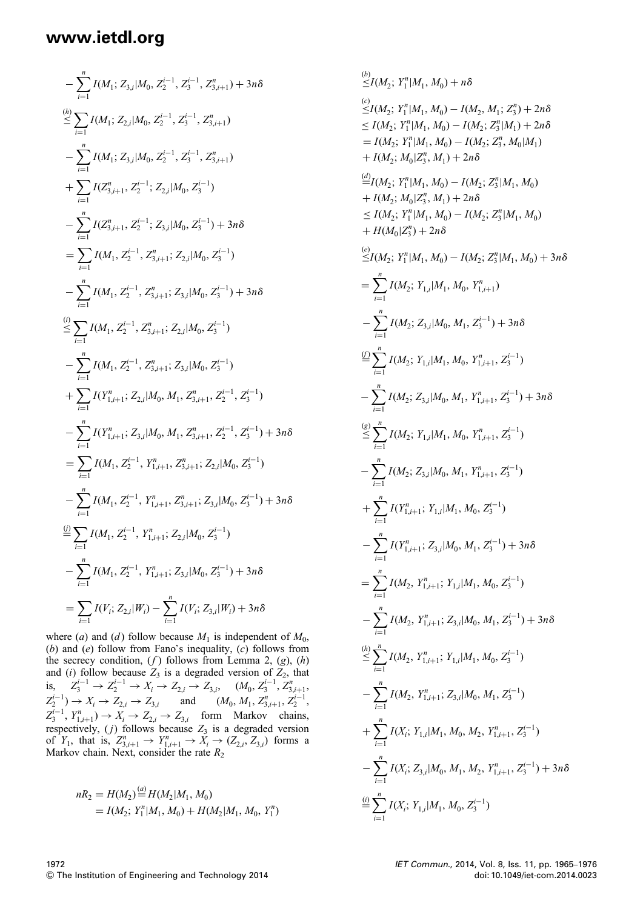$$
\begin{aligned}
&- \sum_{i=1}^{n} I(M_1; Z_{3,i}|M_0, Z_2^{i-1}, Z_3^{i-1}, Z_{3,i+1}^n) + 3n\delta \\
&\overset{(h)}{\leq} \sum_{i=1}^{n} I(M_1; Z_{2,i}|M_0, Z_2^{i-1}, Z_3^{i-1}, Z_{3,i+1}^n) \\
&- \sum_{i=1}^{n} I(M_1; Z_{3,i}|M_0, Z_2^{i-1}, Z_3^{i-1}, Z_{3,i+1}^n) \\
&+ \sum_{i=1}^{n} I(Z_{3,i+1}^n, Z_2^{i-1}; Z_{2,i}|M_0, Z_3^{i-1}) \\
&- \sum_{i=1}^{n} I(Z_{3,i+1}^n, Z_2^{i-1}; Z_{3,i}|M_0, Z_3^{i-1}) + 3n\delta \\
&= \sum_{i=1}^{n} I(M_1, Z_2^{i-1}, Z_{3,i+1}^n; Z_{2,i}|M_0, Z_3^{i-1}) \\
&- \sum_{i=1}^{n} I(M_1, Z_2^{i-1}, Z_{3,i+1}^n; Z_{3,i}|M_0, Z_3^{i-1}) + 3n\delta \\
&\overset{(i)}{\leq} \sum_{i=1}^{n} I(M_1, Z_2^{i-1}, Z_{3,i+1}^n; Z_{2,i}|M_0, Z_3^{i-1}) \\
&- \sum_{i=1}^{n} I(M_1, Z_2^{i-1}, Z_{3,i+1}^n; Z_{3,i}|M_0, Z_3^{i-1}) \\
&+ \sum_{i=1}^{n} I(Y_{1,i+1}^n; Z_{2,i}|M_0, M_1, Z_{3,i+1}^n, Z_2^{i-1}, Z_3^{i-1}) \\
&- \sum_{i=1}^{n} I(Y_{1,i+1}^n; Z_{3,i}|M_0, M_1, Z_{3,i+1}^n, Z_2^{i-1}, Z_3^{i-1}) + 3n\delta \\
&= \sum_{i=1}^{n} I(M_1, Z_2^{i-1}, Y_{1,i+1}^n, Z_{3,i+1}^n; Z_{2,i}|M_0, Z_3^{i-1}) \\
&- \sum_{i=1}^{n} I(M_1, Z_2^{i-1}, Y_{1,i+1}^n, Z_{3,i+1}^n; Z_{3,i}|M_0, Z_3^{i-1}) + 3n\delta \\
&\overset{(j)}{=} \sum_{i=1}^{n} I(M_1, Z_2^{i-1}, Y_{1,i+1}^n; Z_{2,i}|M_0, Z_3^{i-1}) \\
&- \sum_{i=1}^{n} I(M_1, Z_2^{i-1}, Y_{1,i+1}^n; Z_{3,i}|M_0, Z_3^{i-1}) + 3n\delta \\
&= \sum_{i=1} I(V_i; Z_{2,i}|W_i) - \sum_{i=1}^{n} I(V_i; Z_{3,i}|W_i) + 3n\delta
\end{aligned}
$$

where ($a$) and ($d$) follow because $M_1$ is independent of $M_0$, ($b$) and ($e$) follow from Fano's inequality, ($c$) follows from the secrecy condition, ($f$) follows from Lemma 2, ($g$), ($h$) and ($i$) follow because $Z_3$ is a degraded version of $Z_2$, that is, $Z_3^{i-1} \to Z_2^{i-1} \to X_i \to Z_{2,i} \to Z_{3,i}$, $(M_0, Z_3^{i-1}, Z_{3,i+1}^n, Z_2^{i-1}) \to X_i \to Z_{2,i} \to Z_{3,i}$ and $(M_0, M_1, Z_{3,i+1}^n, Z_2^{i-1}, Z_3^{i-1}, Y_{1,i+1}^n) \to X_i \to Z_{2,i} \to Z_{3,i}$ form Markov chains, respectively, ($j$) follows because $Z_3$ is a degraded version of $Y_1$, that is, $Z_{3,i+1}^n \to Y_{1,i+1}^n \to X_i \to (Z_{2,i}, Z_{3,i})$ forms a Markov chain. Next, consider the rate $R_2$

$$
\begin{aligned}
nR_2 &= H(M_2) \overset{(a)}{=} H(M_2|M_1, M_0) \\
&= I(M_2; Y_1^n|M_1, M_0) + H(M_2|M_1, M_0, Y_1^n)
\end{aligned}
$$

$$
\begin{aligned}
&\overset{(b)}{\leq} I(M_2; Y_1^n|M_1, M_0) + n\delta \\
&\overset{(c)}{\leq} I(M_2; Y_1^n|M_1, M_0) - I(M_2, M_1; Z_3^n) + 2n\delta \\
&\leq I(M_2; Y_1^n|M_1, M_0) - I(M_2; Z_3^n|M_1) + 2n\delta \\
&= I(M_2; Y_1^n|M_1, M_0) - I(M_2; Z_3^n, M_0|M_1) \\
&+ I(M_2; M_0|Z_3^n, M_1) + 2n\delta \\
&\overset{(d)}{=} I(M_2; Y_1^n|M_1, M_0) - I(M_2; Z_3^n|M_1, M_0) \\
&+ I(M_2; M_0|Z_3^n, M_1) + 2n\delta \\
&\leq I(M_2; Y_1^n|M_1, M_0) - I(M_2; Z_3^n|M_1, M_0) \\
&+ H(M_0|Z_3^n) + 2n\delta \\
&\overset{(e)}{\leq} I(M_2; Y_1^n|M_1, M_0) - I(M_2; Z_3^n|M_1, M_0) + 3n\delta \\
&= \sum_{i=1}^{n} I(M_2; Y_{1,i}|M_1, M_0, Y_{1,i+1}^n) \\
&- \sum_{i=1}^{n} I(M_2; Z_{3,i}|M_0, M_1, Z_3^{i-1}) + 3n\delta \\
&\overset{(f)}{=} \sum_{i=1}^{n} I(M_2; Y_{1,i}|M_1, M_0, Y_{1,i+1}^n, Z_3^{i-1}) \\
&- \sum_{i=1}^{n} I(M_2; Z_{3,i}|M_0, M_1, Y_{1,i+1}^n, Z_3^{i-1}) + 3n\delta \\
&\overset{(g)}{\leq} \sum_{i=1}^{n} I(M_2; Y_{1,i}|M_1, M_0, Y_{1,i+1}^n, Z_3^{i-1}) \\
&- \sum_{i=1}^{n} I(M_2; Z_{3,i}|M_0, M_1, Y_{1,i+1}^n, Z_3^{i-1}) \\
&+ \sum_{i=1}^{n} I(Y_{1,i+1}^n; Y_{1,i}|M_1, M_0, Z_3^{i-1}) \\
&- \sum_{i=1}^{n} I(Y_{1,i+1}^n; Z_{3,i}|M_0, M_1, Z_3^{i-1}) + 3n\delta \\
&= \sum_{i=1}^{n} I(M_2, Y_{1,i+1}^n; Y_{1,i}|M_1, M_0, Z_3^{i-1}) \\
&- \sum_{i=1}^{n} I(M_2, Y_{1,i+1}^n; Z_{3,i}|M_0, M_1, Z_3^{i-1}) + 3n\delta \\
&\overset{(h)}{\leq} \sum_{i=1}^{n} I(M_2, Y_{1,i+1}^n; Y_{1,i}|M_1, M_0, Z_3^{i-1}) \\
&- \sum_{i=1}^{n} I(M_2, Y_{1,i+1}^n; Z_{3,i}|M_0, M_1, Z_3^{i-1}) \\
&+ \sum_{i=1}^{n} I(X_i; Y_{1,i}|M_1, M_0, M_2, Y_{1,i+1}^n, Z_3^{i-1}) \\
&- \sum_{i=1}^{n} I(X_i; Z_{3,i}|M_0, M_1, M_2, Y_{1,i+1}^n, Z_3^{i-1}) + 3n\delta \\
&\overset{(i)}{=} \sum_{i=1}^{n} I(X_i; Y_{1,i}|M_1, M_0, Z_3^{i-1})
\end{aligned}
$$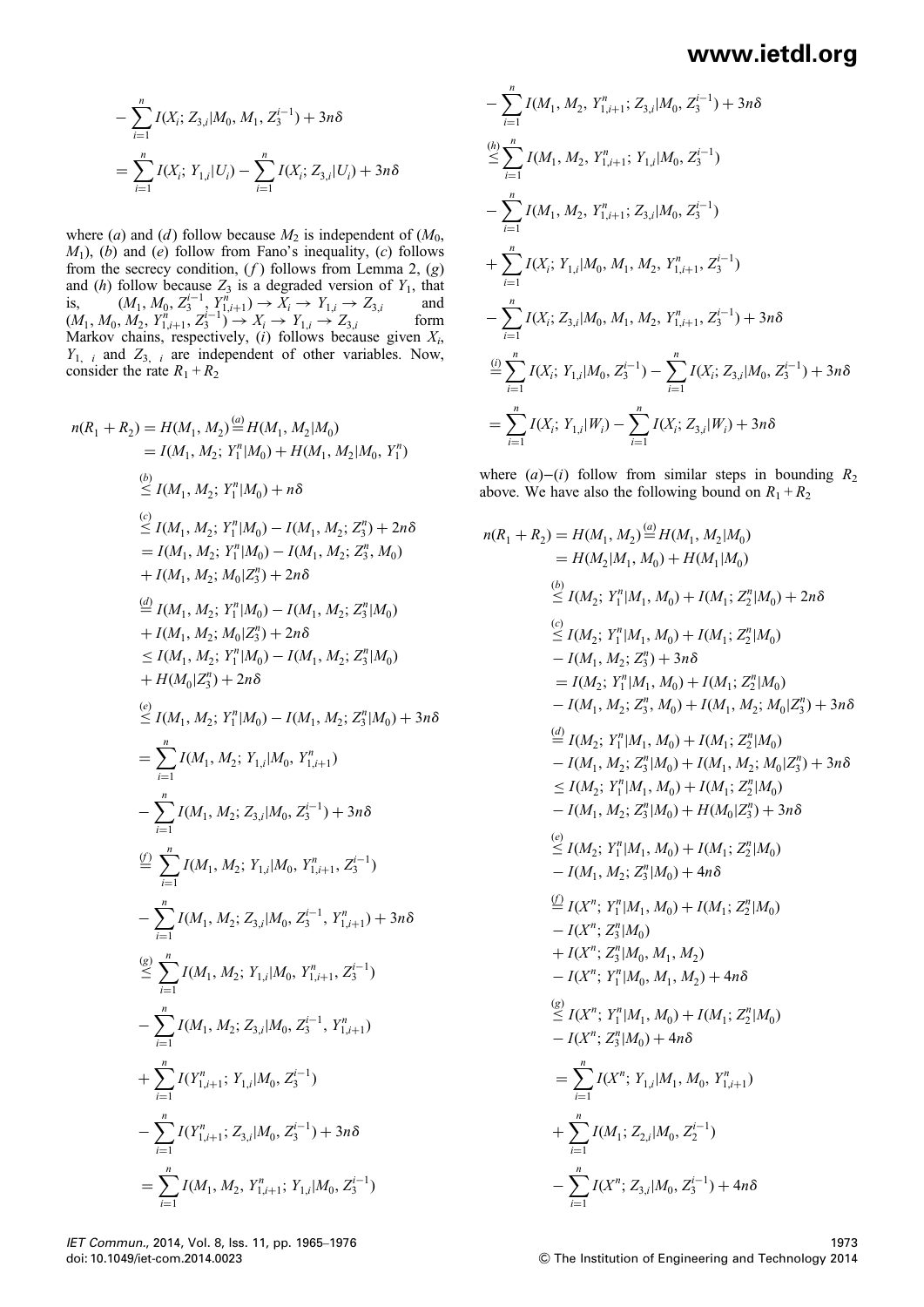$$
\begin{aligned}
&- \sum_{i=1}^{n} I(X_i; Z_{3,i}|M_0, M_1, Z_3^{i-1}) + 3n\delta \\
&= \sum_{i=1}^{n} I(X_i; Y_{1,i}|U_i) - \sum_{i=1}^{n} I(X_i; Z_{3,i}|U_i) + 3n\delta
\end{aligned}
$$

where (*a*) and (*d*) follow because $M_2$ is independent of ($M_0$, $M_1$), (*b*) and (*e*) follow from Fano's inequality, (*c*) follows from the secrecy condition, (*f*) follows from Lemma 2, (*g*) and (*h*) follow because $Z_3$ is a degraded version of $Y_1$, that is, $(M_1, M_0, Z_3^{i-1}, Y_{1,i+1}^n) \to X_i \to Y_{1,i} \to Z_{3,i}$ and $(M_1, M_0, M_2, Y_{1,i+1}^n, Z_3^{i-1}) \to X_i \to Y_{1,i} \to Z_{3,i}$ form Markov chains, respectively, (*i*) follows because given $X_i$, $Y_{1,i}$ and $Z_{3,i}$ are independent of other variables. Now, consider the rate $R_1 + R_2$

$$
\begin{aligned}
n(R_1 + R_2) &= H(M_1, M_2) \overset{(a)}{=} H(M_1, M_2|M_0) \\
&= I(M_1, M_2; Y_1^n|M_0) + H(M_1, M_2|M_0, Y_1^n) \\
&\overset{(b)}{\leq} I(M_1, M_2; Y_1^n|M_0) + n\delta \\
&\overset{(c)}{\leq} I(M_1, M_2; Y_1^n|M_0) - I(M_1, M_2; Z_3^n) + 2n\delta \\
&= I(M_1, M_2; Y_1^n|M_0) - I(M_1, M_2; Z_3^n, M_0) \\
&\quad + I(M_1, M_2; M_0|Z_3^n) + 2n\delta \\
&\overset{(d)}{=} I(M_1, M_2; Y_1^n|M_0) - I(M_1, M_2; Z_3^n|M_0) \\
&\quad + I(M_1, M_2; M_0|Z_3^n) + 2n\delta \\
&\leq I(M_1, M_2; Y_1^n|M_0) - I(M_1, M_2; Z_3^n|M_0) \\
&\quad + H(M_0|Z_3^n) + 2n\delta \\
&\overset{(e)}{\leq} I(M_1, M_2; Y_1^n|M_0) - I(M_1, M_2; Z_3^n|M_0) + 3n\delta \\
&= \sum_{i=1}^{n} I(M_1, M_2; Y_{1,i}|M_0, Y_{1,i+1}^n) \\
&\quad - \sum_{i=1}^{n} I(M_1, M_2; Z_{3,i}|M_0, Z_3^{i-1}) + 3n\delta \\
&\overset{(f)}{=} \sum_{i=1}^{n} I(M_1, M_2; Y_{1,i}|M_0, Y_{1,i+1}^n, Z_3^{i-1}) \\
&\quad - \sum_{i=1}^{n} I(M_1, M_2; Z_{3,i}|M_0, Z_3^{i-1}, Y_{1,i+1}^n) + 3n\delta \\
&\overset{(g)}{\leq} \sum_{i=1}^{n} I(M_1, M_2; Y_{1,i}|M_0, Y_{1,i+1}^n, Z_3^{i-1}) \\
&\quad - \sum_{i=1}^{n} I(M_1, M_2; Z_{3,i}|M_0, Z_3^{i-1}, Y_{1,i+1}^n) \\
&\quad + \sum_{i=1}^{n} I(Y_{1,i+1}^n; Y_{1,i}|M_0, Z_3^{i-1}) \\
&\quad - \sum_{i=1}^{n} I(Y_{1,i+1}^n; Z_{3,i}|M_0, Z_3^{i-1}) + 3n\delta \\
&= \sum_{i=1}^{n} I(M_1, M_2, Y_{1,i+1}^n; Y_{1,i}|M_0, Z_3^{i-1}) \\
&\quad - \sum_{i=1}^{n} I(M_1, M_2, Y_{1,i+1}^n; Z_{3,i}|M_0, Z_3^{i-1}) + 3n\delta \\
&\overset{(h)}{\leq} \sum_{i=1}^{n} I(M_1, M_2, Y_{1,i+1}^n; Y_{1,i}|M_0, Z_3^{i-1}) \\
&\quad - \sum_{i=1}^{n} I(M_1, M_2, Y_{1,i+1}^n; Z_{3,i}|M_0, Z_3^{i-1}) \\
&\quad + \sum_{i=1}^{n} I(X_i; Y_{1,i}|M_0, M_1, M_2, Y_{1,i+1}^n, Z_3^{i-1}) \\
&\quad - \sum_{i=1}^{n} I(X_i; Z_{3,i}|M_0, M_1, M_2, Y_{1,i+1}^n, Z_3^{i-1}) + 3n\delta \\
&\overset{(i)}{=} \sum_{i=1}^{n} I(X_i; Y_{1,i}|M_0, Z_3^{i-1}) - \sum_{i=1}^{n} I(X_i; Z_{3,i}|M_0, Z_3^{i-1}) + 3n\delta \\
&= \sum_{i=1}^{n} I(X_i; Y_{1,i}|W_i) - \sum_{i=1}^{n} I(X_i; Z_{3,i}|W_i) + 3n\delta
\end{aligned}
$$

where (*a*)–(*i*) follow from similar steps in bounding $R_2$ above. We have also the following bound on $R_1 + R_2$

$$
\begin{aligned}
n(R_1 + R_2) &= H(M_1, M_2) \overset{(a)}{=} H(M_1, M_2|M_0) \\
&= H(M_2|M_1, M_0) + H(M_1|M_0) \\
&\overset{(b)}{\leq} I(M_2; Y_1^n|M_1, M_0) + I(M_1; Z_2^n|M_0) + 2n\delta \\
&\overset{(c)}{\leq} I(M_2; Y_1^n|M_1, M_0) + I(M_1; Z_2^n|M_0) \\
&\quad - I(M_1, M_2; Z_3^n) + 3n\delta \\
&= I(M_2; Y_1^n|M_1, M_0) + I(M_1; Z_2^n|M_0) \\
&\quad - I(M_1, M_2; Z_3^n, M_0) + I(M_1, M_2; M_0|Z_3^n) + 3n\delta \\
&\overset{(d)}{=} I(M_2; Y_1^n|M_1, M_0) + I(M_1; Z_2^n|M_0) \\
&\quad - I(M_1, M_2; Z_3^n|M_0) + I(M_1, M_2; M_0|Z_3^n) + 3n\delta \\
&\leq I(M_2; Y_1^n|M_1, M_0) + I(M_1; Z_2^n|M_0) \\
&\quad - I(M_1, M_2; Z_3^n|M_0) + H(M_0|Z_3^n) + 3n\delta \\
&\overset{(e)}{\leq} I(M_2; Y_1^n|M_1, M_0) + I(M_1; Z_2^n|M_0) \\
&\quad - I(M_1, M_2; Z_3^n|M_0) + 4n\delta \\
&\overset{(f)}{=} I(X^n; Y_1^n|M_1, M_0) + I(M_1; Z_2^n|M_0) \\
&\quad - I(X^n; Z_3^n|M_0) \\
&\quad + I(X^n; Z_3^n|M_0, M_1, M_2) \\
&\quad - I(X^n; Y_1^n|M_0, M_1, M_2) + 4n\delta \\
&\overset{(g)}{\leq} I(X^n; Y_1^n|M_1, M_0) + I(M_1; Z_2^n|M_0) \\
&\quad - I(X^n; Z_3^n|M_0) + 4n\delta \\
&= \sum_{i=1}^{n} I(X^n; Y_{1,i}|M_1, M_0, Y_{1,i+1}^n) \\
&\quad + \sum_{i=1}^{n} I(M_1; Z_{2,i}|M_0, Z_2^{i-1}) \\
&\quad - \sum_{i=1}^{n} I(X^n; Z_{3,i}|M_0, Z_3^{i-1}) + 4n\delta
\end{aligned}
$$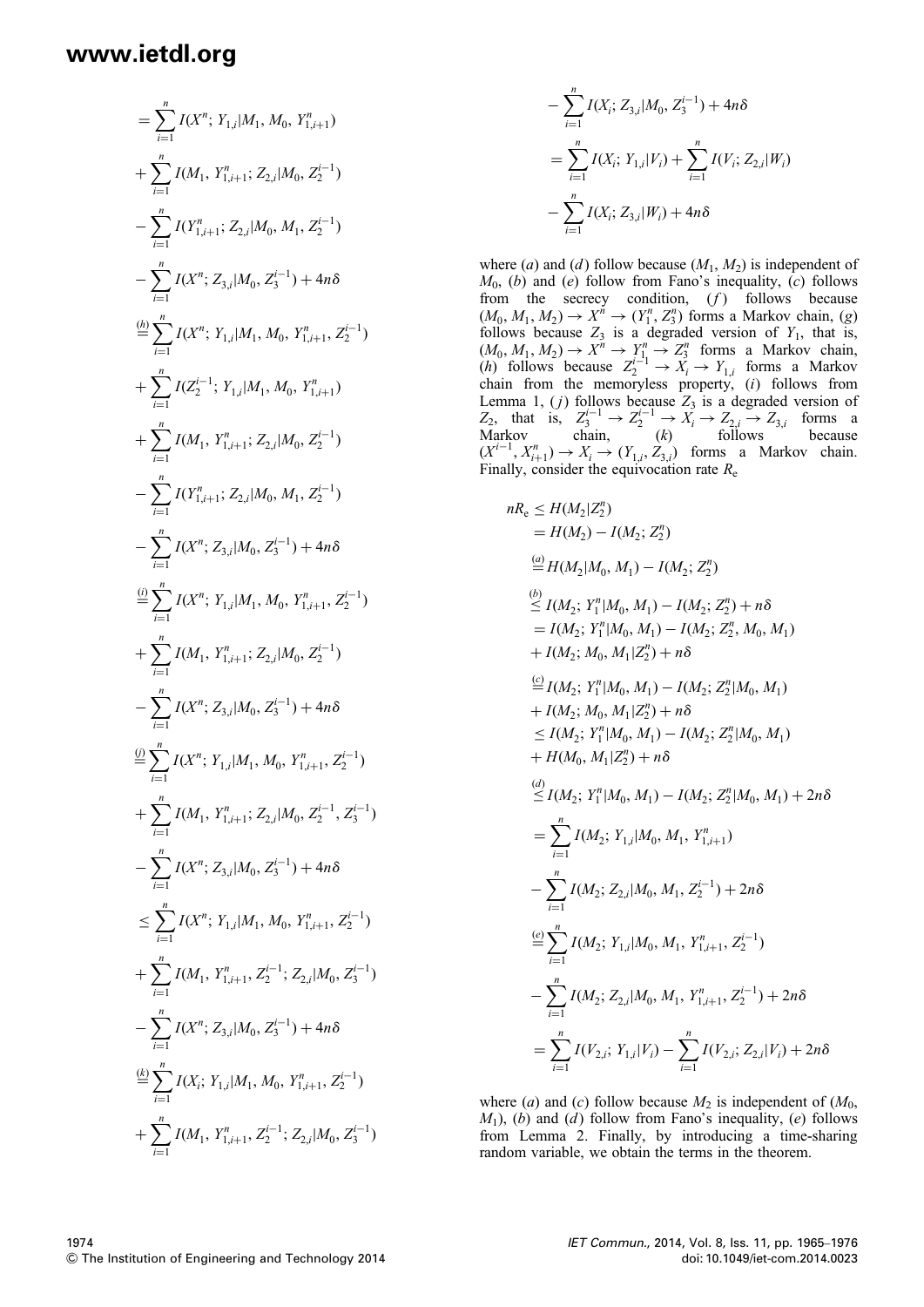$$
\begin{aligned}
&= \sum_{i=1}^{n} I(X^n; Y_{1,i}|M_1, M_0, Y_{1,i+1}^n) \\
&+ \sum_{i=1}^{n} I(M_1, Y_{1,i+1}^n; Z_{2,i}|M_0, Z_2^{i-1}) \\
&- \sum_{i=1}^{n} I(Y_{1,i+1}^n; Z_{2,i}|M_0, M_1, Z_2^{i-1}) \\
&- \sum_{i=1}^{n} I(X^n; Z_{3,i}|M_0, Z_3^{i-1}) + 4n\delta \\
&\stackrel{(h)}{=} \sum_{i=1}^{n} I(X^n; Y_{1,i}|M_1, M_0, Y_{1,i+1}^n, Z_2^{i-1}) \\
&+ \sum_{i=1}^{n} I(Z_2^{i-1}; Y_{1,i}|M_1, M_0, Y_{1,i+1}^n) \\
&+ \sum_{i=1}^{n} I(M_1, Y_{1,i+1}^n; Z_{2,i}|M_0, Z_2^{i-1}) \\
&- \sum_{i=1}^{n} I(Y_{1,i+1}^n; Z_{2,i}|M_0, M_1, Z_2^{i-1}) \\
&- \sum_{i=1}^{n} I(X^n; Z_{3,i}|M_0, Z_3^{i-1}) + 4n\delta \\
&\stackrel{(i)}{=} \sum_{i=1}^{n} I(X^n; Y_{1,i}|M_1, M_0, Y_{1,i+1}^n, Z_2^{i-1}) \\
&+ \sum_{i=1}^{n} I(M_1, Y_{1,i+1}^n; Z_{2,i}|M_0, Z_2^{i-1}) \\
&- \sum_{i=1}^{n} I(X^n; Z_{3,i}|M_0, Z_3^{i-1}) + 4n\delta \\
&\stackrel{(j)}{=} \sum_{i=1}^{n} I(X^n; Y_{1,i}|M_1, M_0, Y_{1,i+1}^n, Z_2^{i-1}) \\
&+ \sum_{i=1}^{n} I(M_1, Y_{1,i+1}^n; Z_{2,i}|M_0, Z_2^{i-1}, Z_3^{i-1}) \\
&- \sum_{i=1}^{n} I(X^n; Z_{3,i}|M_0, Z_3^{i-1}) + 4n\delta \\
&\leq \sum_{i=1}^{n} I(X^n; Y_{1,i}|M_1, M_0, Y_{1,i+1}^n, Z_2^{i-1}) \\
&+ \sum_{i=1}^{n} I(M_1, Y_{1,i+1}^n, Z_2^{i-1}; Z_{2,i}|M_0, Z_3^{i-1}) \\
&- \sum_{i=1}^{n} I(X^n; Z_{3,i}|M_0, Z_3^{i-1}) + 4n\delta \\
&\stackrel{(k)}{=} \sum_{i=1}^{n} I(X_i; Y_{1,i}|M_1, M_0, Y_{1,i+1}^n, Z_2^{i-1}) \\
&+ \sum_{i=1}^{n} I(M_1, Y_{1,i+1}^n, Z_2^{i-1}; Z_{2,i}|M_0, Z_3^{i-1}) \\
&- \sum_{i=1}^{n} I(X_i; Z_{3,i}|M_0, Z_3^{i-1}) + 4n\delta \\
&= \sum_{i=1}^{n} I(X_i; Y_{1,i}|V_i) + \sum_{i=1}^{n} I(V_i; Z_{2,i}|W_i) \\
&- \sum_{i=1}^{n} I(X_i; Z_{3,i}|W_i) + 4n\delta
\end{aligned}
$$

where (*a*) and (*d*) follow because $(M_1, M_2)$ is independent of $M_0$, (*b*) and (*e*) follow from Fano's inequality, (*c*) follows from the secrecy condition, (*f*) follows because $(M_0, M_1, M_2) \to X^n \to (Y_1^n, Z_3^n)$ forms a Markov chain, (*g*) follows because $Z_3$ is a degraded version of $Y_1$, that is, $(M_0, M_1, M_2) \to X^n \to Y_1^n \to Z_3^n$ forms a Markov chain, (*h*) follows because $Z_2^{i-1} \to X_i \to Y_{1,i}$ forms a Markov chain from the memoryless property, (*i*) follows from Lemma 1, (*j*) follows because $Z_3$ is a degraded version of $Z_2$, that is, $Z_3^{i-1} \to Z_2^{i-1} \to X_i \to Z_{2,i} \to Z_{3,i}$ forms a Markov chain, (*k*) follows because $(X^{i-1}, X_{i+1}^n) \to X_i \to (Y_{1,i}, Z_{3,i})$ forms a Markov chain. Finally, consider the equivocation rate $R_e$

$$
\begin{aligned}
nR_e &\leq H(M_2|Z_2^n) \\
&= H(M_2) - I(M_2; Z_2^n) \\
&\stackrel{(a)}{=} H(M_2|M_0, M_1) - I(M_2; Z_2^n) \\
&\stackrel{(b)}{\leq} I(M_2; Y_1^n|M_0, M_1) - I(M_2; Z_2^n) + n\delta \\
&= I(M_2; Y_1^n|M_0, M_1) - I(M_2; Z_2^n, M_0, M_1) \\
&+ I(M_2; M_0, M_1|Z_2^n) + n\delta \\
&\stackrel{(c)}{=} I(M_2; Y_1^n|M_0, M_1) - I(M_2; Z_2^n|M_0, M_1) \\
&+ I(M_2; M_0, M_1|Z_2^n) + n\delta \\
&\leq I(M_2; Y_1^n|M_0, M_1) - I(M_2; Z_2^n|M_0, M_1) \\
&+ H(M_0, M_1|Z_2^n) + n\delta \\
&\stackrel{(d)}{\leq} I(M_2; Y_1^n|M_0, M_1) - I(M_2; Z_2^n|M_0, M_1) + 2n\delta \\
&= \sum_{i=1}^{n} I(M_2; Y_{1,i}|M_0, M_1, Y_{1,i+1}^n) \\
&- \sum_{i=1}^{n} I(M_2; Z_{2,i}|M_0, M_1, Z_2^{i-1}) + 2n\delta \\
&\stackrel{(e)}{=} \sum_{i=1}^{n} I(M_2; Y_{1,i}|M_0, M_1, Y_{1,i+1}^n, Z_2^{i-1}) \\
&- \sum_{i=1}^{n} I(M_2; Z_{2,i}|M_0, M_1, Y_{1,i+1}^n, Z_2^{i-1}) + 2n\delta \\
&= \sum_{i=1}^{n} I(V_{2,i}; Y_{1,i}|V_i) - \sum_{i=1}^{n} I(V_{2,i}; Z_{2,i}|V_i) + 2n\delta
\end{aligned}
$$

where (*a*) and (*c*) follow because $M_2$ is independent of $(M_0, M_1)$, (*b*) and (*d*) follow from Fano's inequality, (*e*) follows from Lemma 2. Finally, by introducing a time-sharing random variable, we obtain the terms in the theorem.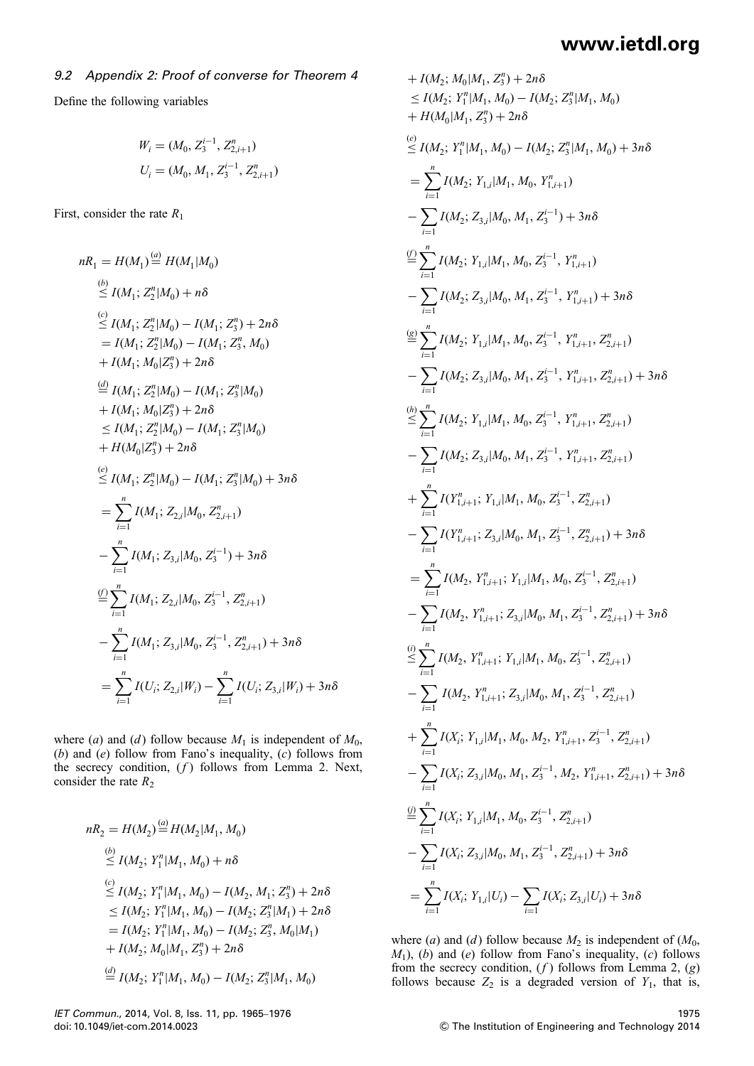### 9.2 Appendix 2: Proof of converse for Theorem 4

Define the following variables

$$W_i = (M_0, Z_3^{i-1}, Z_{2,i+1}^n)$$
$$U_i = (M_0, M_1, Z_3^{i-1}, Z_{2,i+1}^n)$$

First, consider the rate $R_1$

$$
\begin{aligned}
nR_1 &= H(M_1) \overset{(a)}{=} H(M_1|M_0) \\
&\overset{(b)}{\leq} I(M_1; Z_2^n|M_0) + n\delta \\
&\overset{(c)}{\leq} I(M_1; Z_2^n|M_0) - I(M_1; Z_3^n) + 2n\delta \\
&= I(M_1; Z_2^n|M_0) - I(M_1; Z_3^n, M_0) \\
&\quad + I(M_1; M_0|Z_3^n) + 2n\delta \\
&\overset{(d)}{=} I(M_1; Z_2^n|M_0) - I(M_1; Z_3^n|M_0) \\
&\quad + I(M_1; M_0|Z_3^n) + 2n\delta \\
&\leq I(M_1; Z_2^n|M_0) - I(M_1; Z_3^n|M_0) \\
&\quad + H(M_0|Z_3^n) + 2n\delta \\
&\overset{(e)}{\leq} I(M_1; Z_2^n|M_0) - I(M_1; Z_3^n|M_0) + 3n\delta \\
&= \sum_{i=1}^{n} I(M_1; Z_{2,i}|M_0, Z_{2,i+1}^n) \\
&\quad - \sum_{i=1}^{n} I(M_1; Z_{3,i}|M_0, Z_3^{i-1}) + 3n\delta \\
&\overset{(f)}{=} \sum_{i=1}^{n} I(M_1; Z_{2,i}|M_0, Z_3^{i-1}, Z_{2,i+1}^n) \\
&\quad - \sum_{i=1}^{n} I(M_1; Z_{3,i}|M_0, Z_3^{i-1}, Z_{2,i+1}^n) + 3n\delta \\
&= \sum_{i=1}^{n} I(U_i; Z_{2,i}|W_i) - \sum_{i=1}^{n} I(U_i; Z_{3,i}|W_i) + 3n\delta
\end{aligned}
$$

where $(a)$ and $(d)$ follow because $M_1$ is independent of $M_0$, $(b)$ and $(e)$ follow from Fano's inequality, $(c)$ follows from the secrecy condition, $(f)$ follows from Lemma 2. Next, consider the rate $R_2$

$$
\begin{aligned}
nR_2 &= H(M_2) \overset{(a)}{=} H(M_2|M_1, M_0) \\
&\overset{(b)}{\leq} I(M_2; Y_1^n|M_1, M_0) + n\delta \\
&\overset{(c)}{\leq} I(M_2; Y_1^n|M_1, M_0) - I(M_2, M_1; Z_3^n) + 2n\delta \\
&\leq I(M_2; Y_1^n|M_1, M_0) - I(M_2; Z_3^n|M_1) + 2n\delta \\
&= I(M_2; Y_1^n|M_1, M_0) - I(M_2; Z_3^n, M_0|M_1) \\
&\quad + I(M_2; M_0|M_1, Z_3^n) + 2n\delta \\
&\overset{(d)}{=} I(M_2; Y_1^n|M_1, M_0) - I(M_2; Z_3^n|M_1, M_0) \\
&\quad + I(M_2; M_0|M_1, Z_3^n) + 2n\delta \\
&\leq I(M_2; Y_1^n|M_1, M_0) - I(M_2; Z_3^n|M_1, M_0) \\
&\quad + H(M_0|M_1, Z_3^n) + 2n\delta \\
&\overset{(e)}{\leq} I(M_2; Y_1^n|M_1, M_0) - I(M_2; Z_3^n|M_1, M_0) + 3n\delta \\
&= \sum_{i=1}^{n} I(M_2; Y_{1,i}|M_1, M_0, Y_{1,i+1}^n) \\
&\quad - \sum_{i=1}^{n} I(M_2; Z_{3,i}|M_0, M_1, Z_3^{i-1}) + 3n\delta \\
&\overset{(f)}{=} \sum_{i=1}^{n} I(M_2; Y_{1,i}|M_1, M_0, Z_3^{i-1}, Y_{1,i+1}^n) \\
&\quad - \sum_{i=1}^{n} I(M_2; Z_{3,i}|M_0, M_1, Z_3^{i-1}, Y_{1,i+1}^n) + 3n\delta \\
&\overset{(g)}{=} \sum_{i=1}^{n} I(M_2; Y_{1,i}|M_1, M_0, Z_3^{i-1}, Y_{1,i+1}^n, Z_{2,i+1}^n) \\
&\quad - \sum_{i=1}^{n} I(M_2; Z_{3,i}|M_0, M_1, Z_3^{i-1}, Y_{1,i+1}^n, Z_{2,i+1}^n) + 3n\delta \\
&\overset{(h)}{\leq} \sum_{i=1}^{n} I(M_2; Y_{1,i}|M_1, M_0, Z_3^{i-1}, Y_{1,i+1}^n, Z_{2,i+1}^n) \\
&\quad - \sum_{i=1}^{n} I(M_2; Z_{3,i}|M_0, M_1, Z_3^{i-1}, Y_{1,i+1}^n, Z_{2,i+1}^n) \\
&\quad + \sum_{i=1}^{n} I(Y_{1,i+1}^n; Y_{1,i}|M_1, M_0, Z_3^{i-1}, Z_{2,i+1}^n) \\
&\quad - \sum_{i=1}^{n} I(Y_{1,i+1}^n; Z_{3,i}|M_0, M_1, Z_3^{i-1}, Z_{2,i+1}^n) + 3n\delta \\
&= \sum_{i=1}^{n} I(M_2, Y_{1,i+1}^n; Y_{1,i}|M_1, M_0, Z_3^{i-1}, Z_{2,i+1}^n) \\
&\quad - \sum_{i=1}^{n} I(M_2, Y_{1,i+1}^n; Z_{3,i}|M_0, M_1, Z_3^{i-1}, Z_{2,i+1}^n) + 3n\delta \\
&\overset{(i)}{\leq} \sum_{i=1}^{n} I(M_2, Y_{1,i+1}^n; Y_{1,i}|M_1, M_0, Z_3^{i-1}, Z_{2,i+1}^n) \\
&\quad - \sum_{i=1}^{n} I(M_2, Y_{1,i+1}^n; Z_{3,i}|M_0, M_1, Z_3^{i-1}, Z_{2,i+1}^n) \\
&\quad + \sum_{i=1}^{n} I(X_i; Y_{1,i}|M_1, M_0, M_2, Y_{1,i+1}^n, Z_3^{i-1}, Z_{2,i+1}^n) \\
&\quad - \sum_{i=1}^{n} I(X_i; Z_{3,i}|M_0, M_1, Z_3^{i-1}, M_2, Y_{1,i+1}^n, Z_{2,i+1}^n) + 3n\delta \\
&\overset{(j)}{=} \sum_{i=1}^{n} I(X_i; Y_{1,i}|M_1, M_0, Z_3^{i-1}, Z_{2,i+1}^n) \\
&\quad - \sum_{i=1}^{n} I(X_i; Z_{3,i}|M_0, M_1, Z_3^{i-1}, Z_{2,i+1}^n) + 3n\delta \\
&= \sum_{i=1}^{n} I(X_i; Y_{1,i}|U_i) - \sum_{i=1}^{n} I(X_i; Z_{3,i}|U_i) + 3n\delta
\end{aligned}
$$

where $(a)$ and $(d)$ follow because $M_2$ is independent of $(M_0, M_1)$, $(b)$ and $(e)$ follow from Fano's inequality, $(c)$ follows from the secrecy condition, $(f)$ follows from Lemma 2, $(g)$ follows because $Z_2$ is a degraded version of $Y_1$, that is,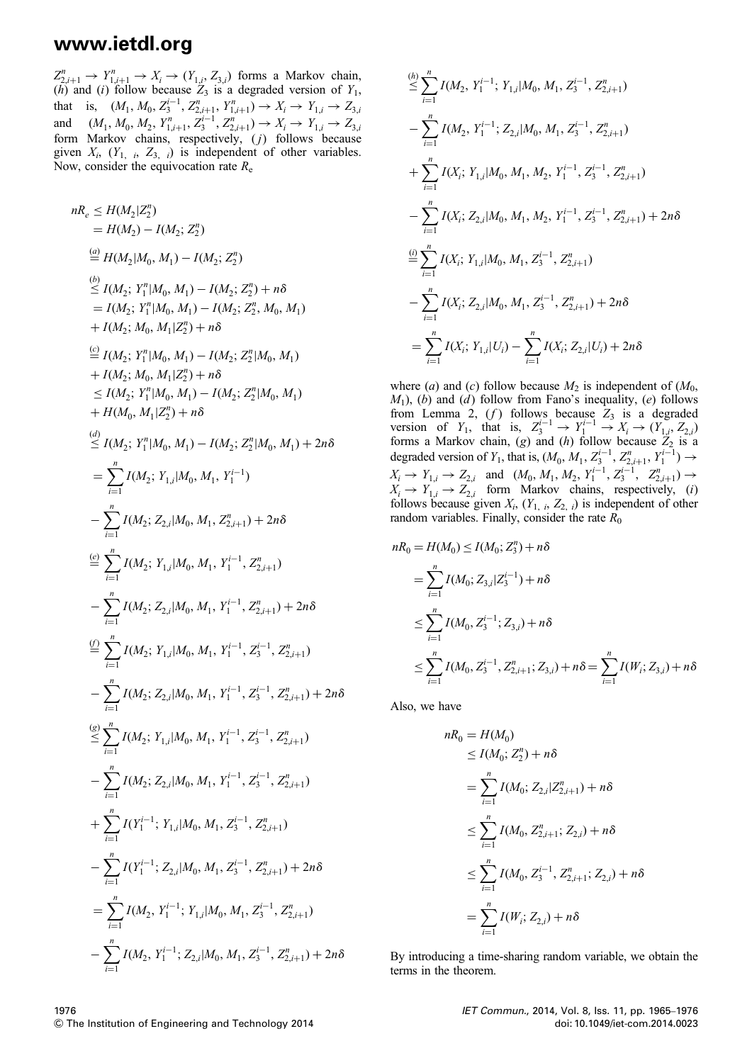$Z_{2,i+1}^n \to Y_{1,i+1}^n \to X_i \to (Y_{1,i}, Z_{3,i})$ forms a Markov chain, (*h*) and (*i*) follow because $Z_3$ is a degraded version of $Y_1$, that is, $(M_1, M_0, Z_3^{i-1}, Z_{2,i+1}^n, Y_{1,i+1}^n) \to X_i \to Y_{1,i} \to Z_{3,i}$ and $(M_1, M_0, M_2, Y_{1,i+1}^n, Z_3^{i-1}, Z_{2,i+1}^n) \to X_i \to Y_{1,i} \to Z_{3,i}$ form Markov chains, respectively, (*j*) follows because given $X_i$, $(Y_{1,i}, Z_{3,i})$ is independent of other variables. Now, consider the equivocation rate $R_e$

$$
\begin{aligned}
nR_e &\le H(M_2|Z_2^n) \\
&= H(M_2) - I(M_2; Z_2^n) \\
&\overset{(a)}{=} H(M_2|M_0, M_1) - I(M_2; Z_2^n) \\
&\overset{(b)}{\le} I(M_2; Y_1^n|M_0, M_1) - I(M_2; Z_2^n) + n\delta \\
&= I(M_2; Y_1^n|M_0, M_1) - I(M_2; Z_2^n, M_0, M_1) \\
&\quad + I(M_2; M_0, M_1|Z_2^n) + n\delta \\
&\overset{(c)}{=} I(M_2; Y_1^n|M_0, M_1) - I(M_2; Z_2^n|M_0, M_1) \\
&\quad + I(M_2; M_0, M_1|Z_2^n) + n\delta \\
&\le I(M_2; Y_1^n|M_0, M_1) - I(M_2; Z_2^n|M_0, M_1) \\
&\quad + H(M_0, M_1|Z_2^n) + n\delta \\
&\overset{(d)}{\le} I(M_2; Y_1^n|M_0, M_1) - I(M_2; Z_2^n|M_0, M_1) + 2n\delta \\
&= \sum_{i=1}^n I(M_2; Y_{1,i}|M_0, M_1, Y_1^{i-1}) \\
&\quad - \sum_{i=1}^n I(M_2; Z_{2,i}|M_0, M_1, Z_{2,i+1}^n) + 2n\delta \\
&\overset{(e)}{=} \sum_{i=1}^n I(M_2; Y_{1,i}|M_0, M_1, Y_1^{i-1}, Z_{2,i+1}^n) \\
&\quad - \sum_{i=1}^n I(M_2; Z_{2,i}|M_0, M_1, Y_1^{i-1}, Z_{2,i+1}^n) + 2n\delta \\
&\overset{(f)}{=} \sum_{i=1}^n I(M_2; Y_{1,i}|M_0, M_1, Y_1^{i-1}, Z_3^{i-1}, Z_{2,i+1}^n) \\
&\quad - \sum_{i=1}^n I(M_2; Z_{2,i}|M_0, M_1, Y_1^{i-1}, Z_3^{i-1}, Z_{2,i+1}^n) + 2n\delta \\
&\overset{(g)}{\le} \sum_{i=1}^n I(M_2; Y_{1,i}|M_0, M_1, Y_1^{i-1}, Z_3^{i-1}, Z_{2,i+1}^n) \\
&\quad - \sum_{i=1}^n I(M_2; Z_{2,i}|M_0, M_1, Y_1^{i-1}, Z_3^{i-1}, Z_{2,i+1}^n) \\
&\quad + \sum_{i=1}^n I(Y_1^{i-1}; Y_{1,i}|M_0, M_1, Z_3^{i-1}, Z_{2,i+1}^n) \\
&\quad - \sum_{i=1}^n I(Y_1^{i-1}; Z_{2,i}|M_0, M_1, Z_3^{i-1}, Z_{2,i+1}^n) + 2n\delta \\
&= \sum_{i=1}^n I(M_2, Y_1^{i-1}; Y_{1,i}|M_0, M_1, Z_3^{i-1}, Z_{2,i+1}^n) \\
&\quad - \sum_{i=1}^n I(M_2, Y_1^{i-1}; Z_{2,i}|M_0, M_1, Z_3^{i-1}, Z_{2,i+1}^n) + 2n\delta \\
&\overset{(h)}{\le} \sum_{i=1}^n I(M_2, Y_1^{i-1}; Y_{1,i}|M_0, M_1, Z_3^{i-1}, Z_{2,i+1}^n) \\
&\quad - \sum_{i=1}^n I(M_2, Y_1^{i-1}; Z_{2,i}|M_0, M_1, Z_3^{i-1}, Z_{2,i+1}^n) \\
&\quad + \sum_{i=1}^n I(X_i; Y_{1,i}|M_0, M_1, M_2, Y_1^{i-1}, Z_3^{i-1}, Z_{2,i+1}^n) \\
&\quad - \sum_{i=1}^n I(X_i; Z_{2,i}|M_0, M_1, M_2, Y_1^{i-1}, Z_3^{i-1}, Z_{2,i+1}^n) + 2n\delta \\
&\overset{(i)}{=} \sum_{i=1}^n I(X_i; Y_{1,i}|M_0, M_1, Z_3^{i-1}, Z_{2,i+1}^n) \\
&\quad - \sum_{i=1}^n I(X_i; Z_{2,i}|M_0, M_1, Z_3^{i-1}, Z_{2,i+1}^n) + 2n\delta \\
&= \sum_{i=1}^n I(X_i; Y_{1,i}|U_i) - \sum_{i=1}^n I(X_i; Z_{2,i}|U_i) + 2n\delta
\end{aligned}
$$

where (*a*) and (*c*) follow because $M_2$ is independent of $(M_0, M_1)$, (*b*) and (*d*) follow from Fano's inequality, (*e*) follows from Lemma 2, (*f*) follows because $Z_3$ is a degraded version of $Y_1$, that is, $Z_3^{i-1} \to Y_1^{i-1} \to X_i \to (Y_{1,i}, Z_{2,i})$ forms a Markov chain, (*g*) and (*h*) follow because $Z_2$ is a degraded version of $Y_1$, that is, $(M_0, M_1, Z_3^{i-1}, Z_{2,i+1}^n, Y_1^{i-1}) \to X_i \to Y_{1,i} \to Z_{2,i}$ and $(M_0, M_1, M_2, Y_1^{i-1}, Z_3^{i-1}, Z_{2,i+1}^n) \to X_i \to Y_{1,i} \to Z_{2,i}$ form Markov chains, respectively, (*i*) follows because given $X_i$, $(Y_{1,i}, Z_{2,i})$ is independent of other random variables. Finally, consider the rate $R_0$

$$
\begin{aligned}
nR_0 = H(M_0) &\le I(M_0; Z_3^n) + n\delta \\
&= \sum_{i=1}^n I(M_0; Z_{3,i}|Z_3^{i-1}) + n\delta \\
&\le \sum_{i=1}^n I(M_0, Z_3^{i-1}; Z_{3,i}) + n\delta \\
&\le \sum_{i=1}^n I(M_0, Z_3^{i-1}, Z_{2,i+1}^n; Z_{3,i}) + n\delta = \sum_{i=1}^n I(W_i; Z_{3,i}) + n\delta
\end{aligned}
$$

Also, we have

$$
\begin{aligned}
nR_0 &= H(M_0) \\
&\le I(M_0; Z_2^n) + n\delta \\
&= \sum_{i=1}^n I(M_0; Z_{2,i}|Z_{2,i+1}^n) + n\delta \\
&\le \sum_{i=1}^n I(M_0, Z_{2,i+1}^n; Z_{2,i}) + n\delta \\
&\le \sum_{i=1}^n I(M_0, Z_3^{i-1}, Z_{2,i+1}^n; Z_{2,i}) + n\delta \\
&= \sum_{i=1}^n I(W_i; Z_{2,i}) + n\delta
\end{aligned}
$$

By introducing a time-sharing random variable, we obtain the terms in the theorem.